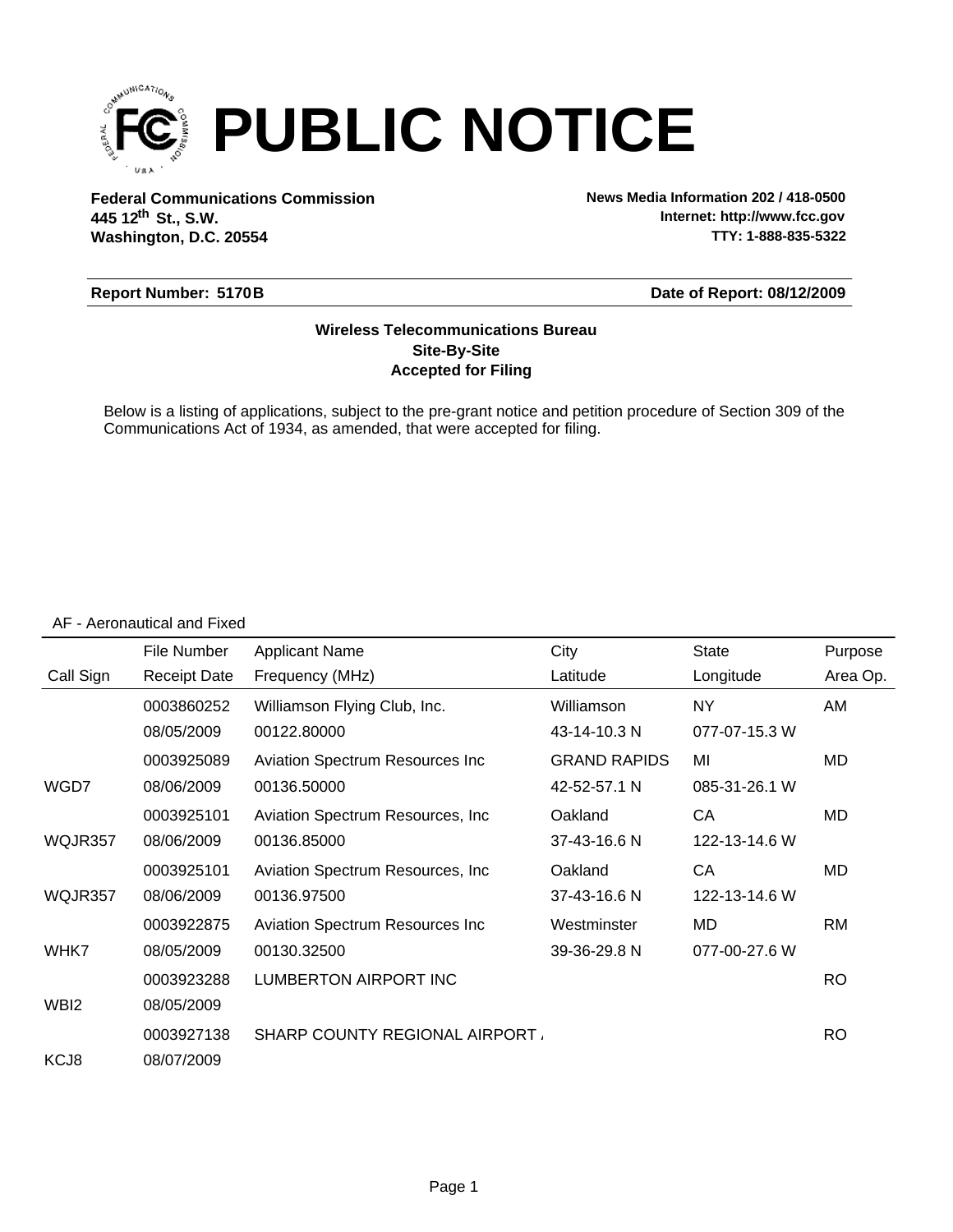# PUBLIC NOTICE

**Federal Communications Commission**
**445 12th St., S.W.**
**Washington, D.C. 20554**

**News Media Information 202 / 418-0500**
**Internet: http://www.fcc.gov**
**TTY: 1-888-835-5322**

**Report Number: 5170B** | **Date of Report: 08/12/2009**

**Wireless Telecommunications Bureau**
**Site-By-Site**
**Accepted for Filing**

Below is a listing of applications, subject to the pre-grant notice and petition procedure of Section 309 of the Communications Act of 1934, as amended, that were accepted for filing.

AF - Aeronautical and Fixed

| Call Sign | File Number / Receipt Date | Applicant Name / Frequency (MHz) | City / Latitude | State / Longitude | Purpose / Area Op. |
|---|---|---|---|---|---|
| | 0003860252 | Williamson Flying Club, Inc. | Williamson | NY | AM |
| | 08/05/2009 | 00122.80000 | 43-14-10.3 N | 077-07-15.3 W | |
| | 0003925089 | Aviation Spectrum Resources Inc | GRAND RAPIDS | MI | MD |
| WGD7 | 08/06/2009 | 00136.50000 | 42-52-57.1 N | 085-31-26.1 W | |
| | 0003925101 | Aviation Spectrum Resources, Inc | Oakland | CA | MD |
| WQJR357 | 08/06/2009 | 00136.85000 | 37-43-16.6 N | 122-13-14.6 W | |
| | 0003925101 | Aviation Spectrum Resources, Inc | Oakland | CA | MD |
| WQJR357 | 08/06/2009 | 00136.97500 | 37-43-16.6 N | 122-13-14.6 W | |
| | 0003922875 | Aviation Spectrum Resources Inc | Westminster | MD | RM |
| WHK7 | 08/05/2009 | 00130.32500 | 39-36-29.8 N | 077-00-27.6 W | |
| | 0003923288 | LUMBERTON AIRPORT INC | | | RO |
| WBI2 | 08/05/2009 | | | | |
| | 0003927138 | SHARP COUNTY REGIONAL AIRPORT / | | | RO |
| KCJ8 | 08/07/2009 | | | | |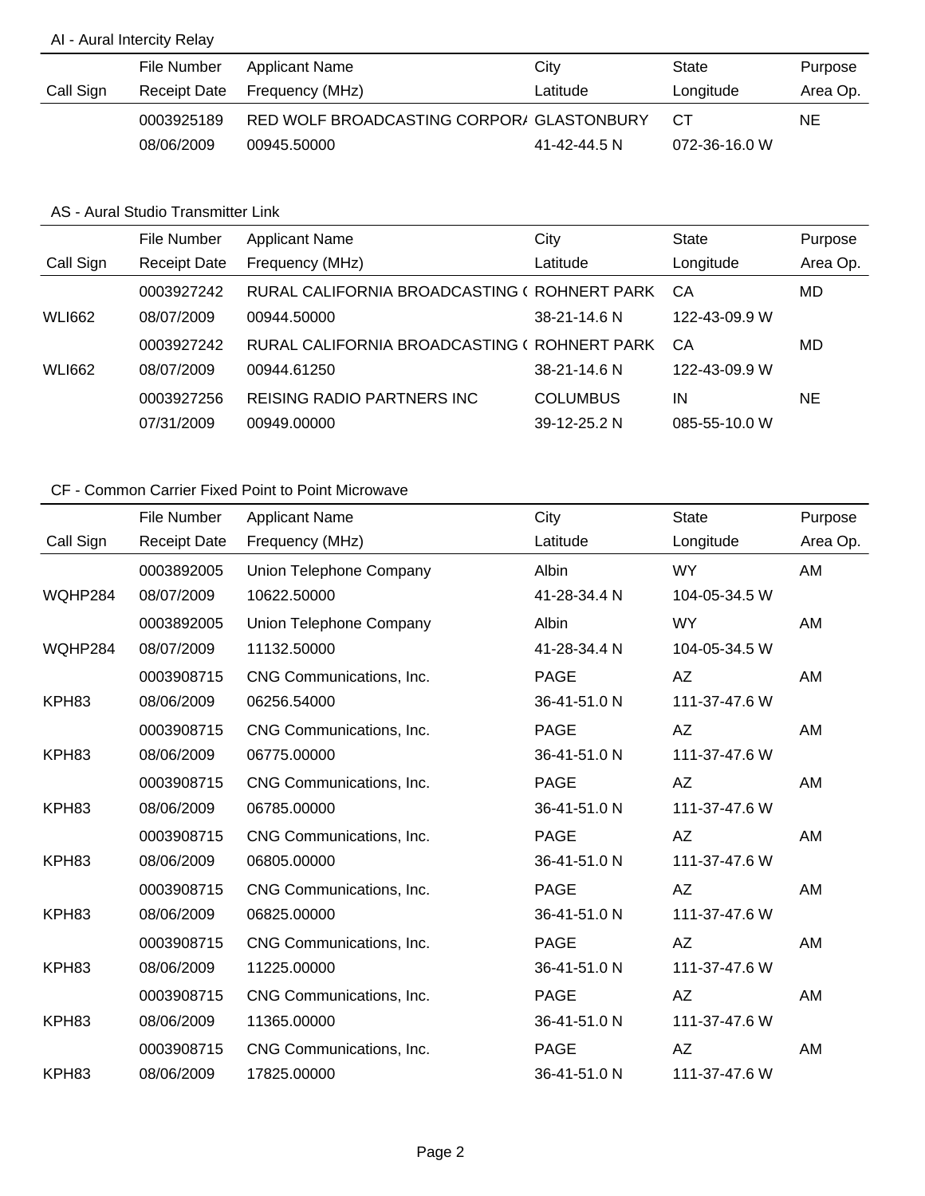AI - Aural Intercity Relay

| Call Sign | File Number<br>Receipt Date | Applicant Name<br>Frequency (MHz) | City<br>Latitude | State<br>Longitude | Purpose<br>Area Op. |
|---|---|---|---|---|---|
| | 0003925189<br>08/06/2009 | RED WOLF BROADCASTING CORPOR/<br>00945.50000 | GLASTONBURY<br>41-42-44.5 N | CT<br>072-36-16.0 W | NE |

AS - Aural Studio Transmitter Link

| Call Sign | File Number<br>Receipt Date | Applicant Name<br>Frequency (MHz) | City<br>Latitude | State<br>Longitude | Purpose<br>Area Op. |
|---|---|---|---|---|---|
| WLI662 | 0003927242<br>08/07/2009 | RURAL CALIFORNIA BROADCASTING (<br>00944.50000 | ROHNERT PARK<br>38-21-14.6 N | CA<br>122-43-09.9 W | MD |
| WLI662 | 0003927242<br>08/07/2009 | RURAL CALIFORNIA BROADCASTING (<br>00944.61250 | ROHNERT PARK<br>38-21-14.6 N | CA<br>122-43-09.9 W | MD |
| | 0003927256<br>07/31/2009 | REISING RADIO PARTNERS INC<br>00949.00000 | COLUMBUS<br>39-12-25.2 N | IN<br>085-55-10.0 W | NE |

CF - Common Carrier Fixed Point to Point Microwave

| Call Sign | File Number<br>Receipt Date | Applicant Name<br>Frequency (MHz) | City<br>Latitude | State<br>Longitude | Purpose<br>Area Op. |
|---|---|---|---|---|---|
| WQHP284 | 0003892005<br>08/07/2009 | Union Telephone Company<br>10622.50000 | Albin<br>41-28-34.4 N | WY<br>104-05-34.5 W | AM |
| WQHP284 | 0003892005<br>08/07/2009 | Union Telephone Company<br>11132.50000 | Albin<br>41-28-34.4 N | WY<br>104-05-34.5 W | AM |
| KPH83 | 0003908715<br>08/06/2009 | CNG Communications, Inc.<br>06256.54000 | PAGE<br>36-41-51.0 N | AZ<br>111-37-47.6 W | AM |
| KPH83 | 0003908715<br>08/06/2009 | CNG Communications, Inc.<br>06775.00000 | PAGE<br>36-41-51.0 N | AZ<br>111-37-47.6 W | AM |
| KPH83 | 0003908715<br>08/06/2009 | CNG Communications, Inc.<br>06785.00000 | PAGE<br>36-41-51.0 N | AZ<br>111-37-47.6 W | AM |
| KPH83 | 0003908715<br>08/06/2009 | CNG Communications, Inc.<br>06805.00000 | PAGE<br>36-41-51.0 N | AZ<br>111-37-47.6 W | AM |
| KPH83 | 0003908715<br>08/06/2009 | CNG Communications, Inc.<br>06825.00000 | PAGE<br>36-41-51.0 N | AZ<br>111-37-47.6 W | AM |
| KPH83 | 0003908715<br>08/06/2009 | CNG Communications, Inc.<br>11225.00000 | PAGE<br>36-41-51.0 N | AZ<br>111-37-47.6 W | AM |
| KPH83 | 0003908715<br>08/06/2009 | CNG Communications, Inc.<br>11365.00000 | PAGE<br>36-41-51.0 N | AZ<br>111-37-47.6 W | AM |
| KPH83 | 0003908715<br>08/06/2009 | CNG Communications, Inc.<br>17825.00000 | PAGE<br>36-41-51.0 N | AZ<br>111-37-47.6 W | AM |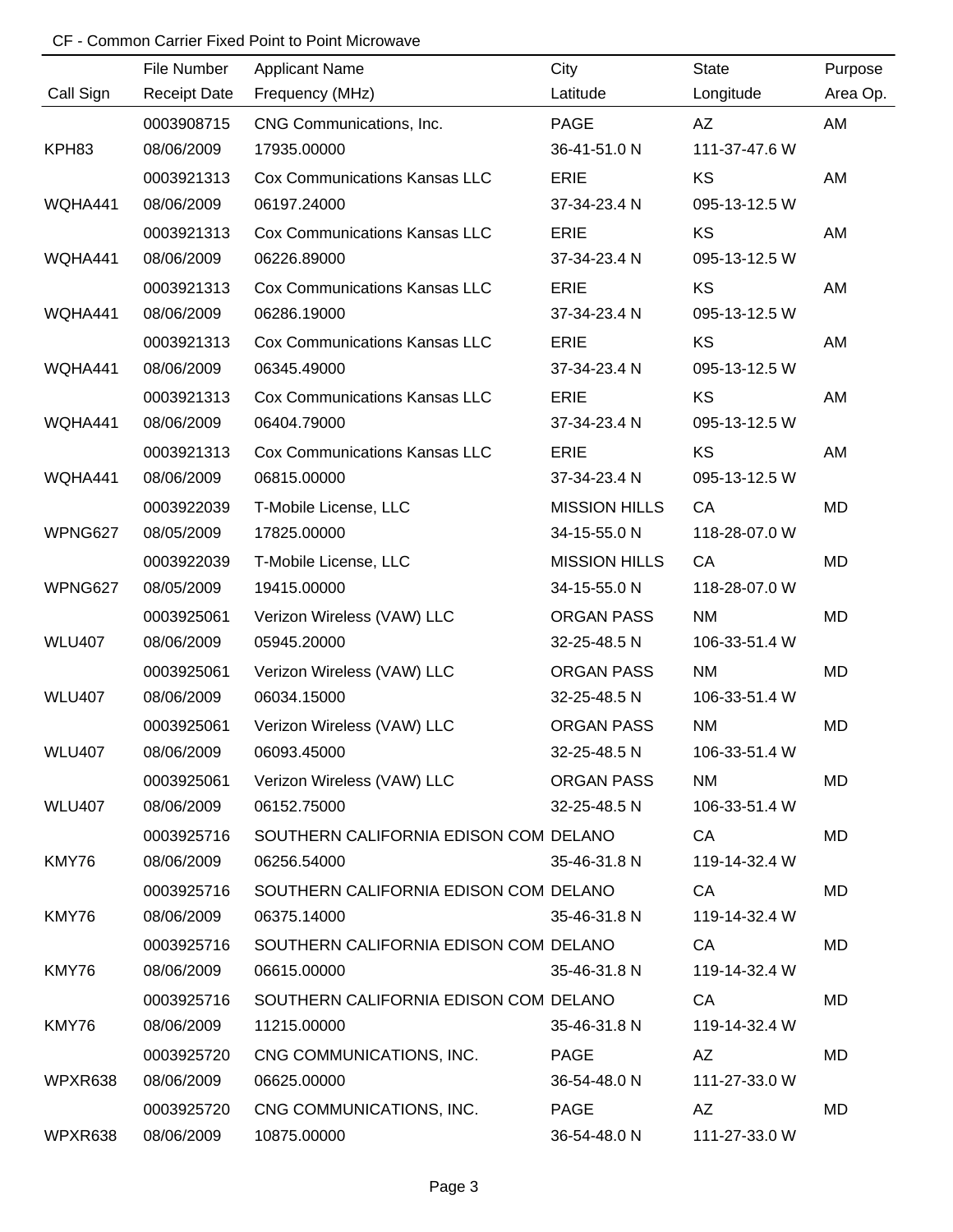CF - Common Carrier Fixed Point to Point Microwave

| Call Sign | File Number<br>Receipt Date | Applicant Name<br>Frequency (MHz) | City<br>Latitude | State<br>Longitude | Purpose<br>Area Op. |
|---|---|---|---|---|---|
| KPH83 | 0003908715<br>08/06/2009 | CNG Communications, Inc.<br>17935.00000 | PAGE<br>36-41-51.0 N | AZ<br>111-37-47.6 W | AM |
| WQHA441 | 0003921313<br>08/06/2009 | Cox Communications Kansas LLC<br>06197.24000 | ERIE<br>37-34-23.4 N | KS<br>095-13-12.5 W | AM |
| WQHA441 | 0003921313<br>08/06/2009 | Cox Communications Kansas LLC<br>06226.89000 | ERIE<br>37-34-23.4 N | KS<br>095-13-12.5 W | AM |
| WQHA441 | 0003921313<br>08/06/2009 | Cox Communications Kansas LLC<br>06286.19000 | ERIE<br>37-34-23.4 N | KS<br>095-13-12.5 W | AM |
| WQHA441 | 0003921313<br>08/06/2009 | Cox Communications Kansas LLC<br>06345.49000 | ERIE<br>37-34-23.4 N | KS<br>095-13-12.5 W | AM |
| WQHA441 | 0003921313<br>08/06/2009 | Cox Communications Kansas LLC<br>06404.79000 | ERIE<br>37-34-23.4 N | KS<br>095-13-12.5 W | AM |
| WQHA441 | 0003921313<br>08/06/2009 | Cox Communications Kansas LLC<br>06815.00000 | ERIE<br>37-34-23.4 N | KS<br>095-13-12.5 W | AM |
| WPNG627 | 0003922039<br>08/05/2009 | T-Mobile License, LLC<br>17825.00000 | MISSION HILLS<br>34-15-55.0 N | CA<br>118-28-07.0 W | MD |
| WPNG627 | 0003922039<br>08/05/2009 | T-Mobile License, LLC<br>19415.00000 | MISSION HILLS<br>34-15-55.0 N | CA<br>118-28-07.0 W | MD |
| WLU407 | 0003925061<br>08/06/2009 | Verizon Wireless (VAW) LLC<br>05945.20000 | ORGAN PASS<br>32-25-48.5 N | NM<br>106-33-51.4 W | MD |
| WLU407 | 0003925061<br>08/06/2009 | Verizon Wireless (VAW) LLC<br>06034.15000 | ORGAN PASS<br>32-25-48.5 N | NM<br>106-33-51.4 W | MD |
| WLU407 | 0003925061<br>08/06/2009 | Verizon Wireless (VAW) LLC<br>06093.45000 | ORGAN PASS<br>32-25-48.5 N | NM<br>106-33-51.4 W | MD |
| WLU407 | 0003925061<br>08/06/2009 | Verizon Wireless (VAW) LLC<br>06152.75000 | ORGAN PASS<br>32-25-48.5 N | NM<br>106-33-51.4 W | MD |
| KMY76 | 0003925716<br>08/06/2009 | SOUTHERN CALIFORNIA EDISON COM<br>06256.54000 | DELANO<br>35-46-31.8 N | CA<br>119-14-32.4 W | MD |
| KMY76 | 0003925716<br>08/06/2009 | SOUTHERN CALIFORNIA EDISON COM<br>06375.14000 | DELANO<br>35-46-31.8 N | CA<br>119-14-32.4 W | MD |
| KMY76 | 0003925716<br>08/06/2009 | SOUTHERN CALIFORNIA EDISON COM<br>06615.00000 | DELANO<br>35-46-31.8 N | CA<br>119-14-32.4 W | MD |
| KMY76 | 0003925716<br>08/06/2009 | SOUTHERN CALIFORNIA EDISON COM<br>11215.00000 | DELANO<br>35-46-31.8 N | CA<br>119-14-32.4 W | MD |
| WPXR638 | 0003925720<br>08/06/2009 | CNG COMMUNICATIONS, INC.<br>06625.00000 | PAGE<br>36-54-48.0 N | AZ<br>111-27-33.0 W | MD |
| WPXR638 | 0003925720<br>08/06/2009 | CNG COMMUNICATIONS, INC.<br>10875.00000 | PAGE<br>36-54-48.0 N | AZ<br>111-27-33.0 W | MD |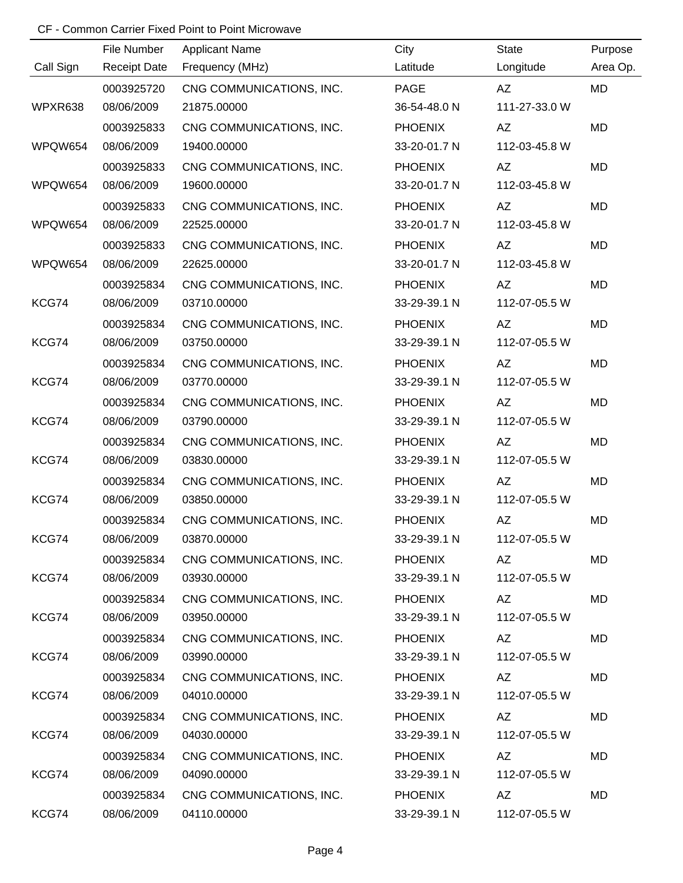CF - Common Carrier Fixed Point to Point Microwave

| Call Sign | File Number / Receipt Date | Applicant Name / Frequency (MHz) | City / Latitude | State / Longitude | Purpose / Area Op. |
|---|---|---|---|---|---|
| | 0003925720 | CNG COMMUNICATIONS, INC. | PAGE | AZ | MD |
| WPXR638 | 08/06/2009 | 21875.00000 | 36-54-48.0 N | 111-27-33.0 W | |
| | 0003925833 | CNG COMMUNICATIONS, INC. | PHOENIX | AZ | MD |
| WPQW654 | 08/06/2009 | 19400.00000 | 33-20-01.7 N | 112-03-45.8 W | |
| | 0003925833 | CNG COMMUNICATIONS, INC. | PHOENIX | AZ | MD |
| WPQW654 | 08/06/2009 | 19600.00000 | 33-20-01.7 N | 112-03-45.8 W | |
| | 0003925833 | CNG COMMUNICATIONS, INC. | PHOENIX | AZ | MD |
| WPQW654 | 08/06/2009 | 22525.00000 | 33-20-01.7 N | 112-03-45.8 W | |
| | 0003925833 | CNG COMMUNICATIONS, INC. | PHOENIX | AZ | MD |
| WPQW654 | 08/06/2009 | 22625.00000 | 33-20-01.7 N | 112-03-45.8 W | |
| | 0003925834 | CNG COMMUNICATIONS, INC. | PHOENIX | AZ | MD |
| KCG74 | 08/06/2009 | 03710.00000 | 33-29-39.1 N | 112-07-05.5 W | |
| | 0003925834 | CNG COMMUNICATIONS, INC. | PHOENIX | AZ | MD |
| KCG74 | 08/06/2009 | 03750.00000 | 33-29-39.1 N | 112-07-05.5 W | |
| | 0003925834 | CNG COMMUNICATIONS, INC. | PHOENIX | AZ | MD |
| KCG74 | 08/06/2009 | 03770.00000 | 33-29-39.1 N | 112-07-05.5 W | |
| | 0003925834 | CNG COMMUNICATIONS, INC. | PHOENIX | AZ | MD |
| KCG74 | 08/06/2009 | 03790.00000 | 33-29-39.1 N | 112-07-05.5 W | |
| | 0003925834 | CNG COMMUNICATIONS, INC. | PHOENIX | AZ | MD |
| KCG74 | 08/06/2009 | 03830.00000 | 33-29-39.1 N | 112-07-05.5 W | |
| | 0003925834 | CNG COMMUNICATIONS, INC. | PHOENIX | AZ | MD |
| KCG74 | 08/06/2009 | 03850.00000 | 33-29-39.1 N | 112-07-05.5 W | |
| | 0003925834 | CNG COMMUNICATIONS, INC. | PHOENIX | AZ | MD |
| KCG74 | 08/06/2009 | 03870.00000 | 33-29-39.1 N | 112-07-05.5 W | |
| | 0003925834 | CNG COMMUNICATIONS, INC. | PHOENIX | AZ | MD |
| KCG74 | 08/06/2009 | 03930.00000 | 33-29-39.1 N | 112-07-05.5 W | |
| | 0003925834 | CNG COMMUNICATIONS, INC. | PHOENIX | AZ | MD |
| KCG74 | 08/06/2009 | 03950.00000 | 33-29-39.1 N | 112-07-05.5 W | |
| | 0003925834 | CNG COMMUNICATIONS, INC. | PHOENIX | AZ | MD |
| KCG74 | 08/06/2009 | 03990.00000 | 33-29-39.1 N | 112-07-05.5 W | |
| | 0003925834 | CNG COMMUNICATIONS, INC. | PHOENIX | AZ | MD |
| KCG74 | 08/06/2009 | 04010.00000 | 33-29-39.1 N | 112-07-05.5 W | |
| | 0003925834 | CNG COMMUNICATIONS, INC. | PHOENIX | AZ | MD |
| KCG74 | 08/06/2009 | 04030.00000 | 33-29-39.1 N | 112-07-05.5 W | |
| | 0003925834 | CNG COMMUNICATIONS, INC. | PHOENIX | AZ | MD |
| KCG74 | 08/06/2009 | 04090.00000 | 33-29-39.1 N | 112-07-05.5 W | |
| | 0003925834 | CNG COMMUNICATIONS, INC. | PHOENIX | AZ | MD |
| KCG74 | 08/06/2009 | 04110.00000 | 33-29-39.1 N | 112-07-05.5 W | |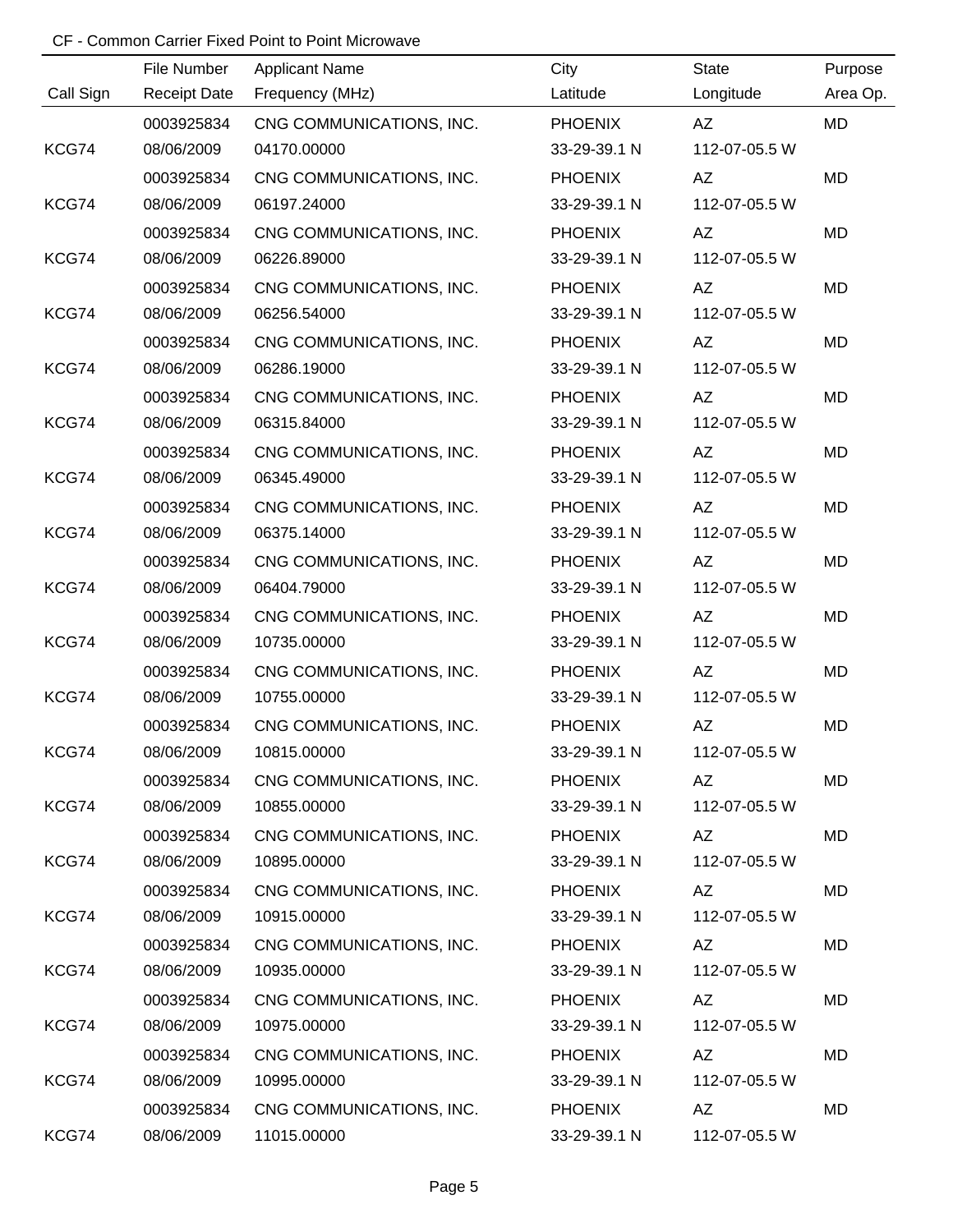CF - Common Carrier Fixed Point to Point Microwave

| Call Sign | File Number<br>Receipt Date | Applicant Name<br>Frequency (MHz) | City<br>Latitude | State<br>Longitude | Purpose<br>Area Op. |
|---|---|---|---|---|---|
| KCG74 | 0003925834<br>08/06/2009 | CNG COMMUNICATIONS, INC.<br>04170.00000 | PHOENIX<br>33-29-39.1 N | AZ<br>112-07-05.5 W | MD |
| KCG74 | 0003925834<br>08/06/2009 | CNG COMMUNICATIONS, INC.<br>06197.24000 | PHOENIX<br>33-29-39.1 N | AZ<br>112-07-05.5 W | MD |
| KCG74 | 0003925834<br>08/06/2009 | CNG COMMUNICATIONS, INC.<br>06226.89000 | PHOENIX<br>33-29-39.1 N | AZ<br>112-07-05.5 W | MD |
| KCG74 | 0003925834<br>08/06/2009 | CNG COMMUNICATIONS, INC.<br>06256.54000 | PHOENIX<br>33-29-39.1 N | AZ<br>112-07-05.5 W | MD |
| KCG74 | 0003925834<br>08/06/2009 | CNG COMMUNICATIONS, INC.<br>06286.19000 | PHOENIX<br>33-29-39.1 N | AZ<br>112-07-05.5 W | MD |
| KCG74 | 0003925834<br>08/06/2009 | CNG COMMUNICATIONS, INC.<br>06315.84000 | PHOENIX<br>33-29-39.1 N | AZ<br>112-07-05.5 W | MD |
| KCG74 | 0003925834<br>08/06/2009 | CNG COMMUNICATIONS, INC.<br>06345.49000 | PHOENIX<br>33-29-39.1 N | AZ<br>112-07-05.5 W | MD |
| KCG74 | 0003925834<br>08/06/2009 | CNG COMMUNICATIONS, INC.<br>06375.14000 | PHOENIX<br>33-29-39.1 N | AZ<br>112-07-05.5 W | MD |
| KCG74 | 0003925834<br>08/06/2009 | CNG COMMUNICATIONS, INC.<br>06404.79000 | PHOENIX<br>33-29-39.1 N | AZ<br>112-07-05.5 W | MD |
| KCG74 | 0003925834<br>08/06/2009 | CNG COMMUNICATIONS, INC.<br>10735.00000 | PHOENIX<br>33-29-39.1 N | AZ<br>112-07-05.5 W | MD |
| KCG74 | 0003925834<br>08/06/2009 | CNG COMMUNICATIONS, INC.<br>10755.00000 | PHOENIX<br>33-29-39.1 N | AZ<br>112-07-05.5 W | MD |
| KCG74 | 0003925834<br>08/06/2009 | CNG COMMUNICATIONS, INC.<br>10815.00000 | PHOENIX<br>33-29-39.1 N | AZ<br>112-07-05.5 W | MD |
| KCG74 | 0003925834<br>08/06/2009 | CNG COMMUNICATIONS, INC.<br>10855.00000 | PHOENIX<br>33-29-39.1 N | AZ<br>112-07-05.5 W | MD |
| KCG74 | 0003925834<br>08/06/2009 | CNG COMMUNICATIONS, INC.<br>10895.00000 | PHOENIX<br>33-29-39.1 N | AZ<br>112-07-05.5 W | MD |
| KCG74 | 0003925834<br>08/06/2009 | CNG COMMUNICATIONS, INC.<br>10915.00000 | PHOENIX<br>33-29-39.1 N | AZ<br>112-07-05.5 W | MD |
| KCG74 | 0003925834<br>08/06/2009 | CNG COMMUNICATIONS, INC.<br>10935.00000 | PHOENIX<br>33-29-39.1 N | AZ<br>112-07-05.5 W | MD |
| KCG74 | 0003925834<br>08/06/2009 | CNG COMMUNICATIONS, INC.<br>10975.00000 | PHOENIX<br>33-29-39.1 N | AZ<br>112-07-05.5 W | MD |
| KCG74 | 0003925834<br>08/06/2009 | CNG COMMUNICATIONS, INC.<br>10995.00000 | PHOENIX<br>33-29-39.1 N | AZ<br>112-07-05.5 W | MD |
| KCG74 | 0003925834<br>08/06/2009 | CNG COMMUNICATIONS, INC.<br>11015.00000 | PHOENIX<br>33-29-39.1 N | AZ<br>112-07-05.5 W | MD |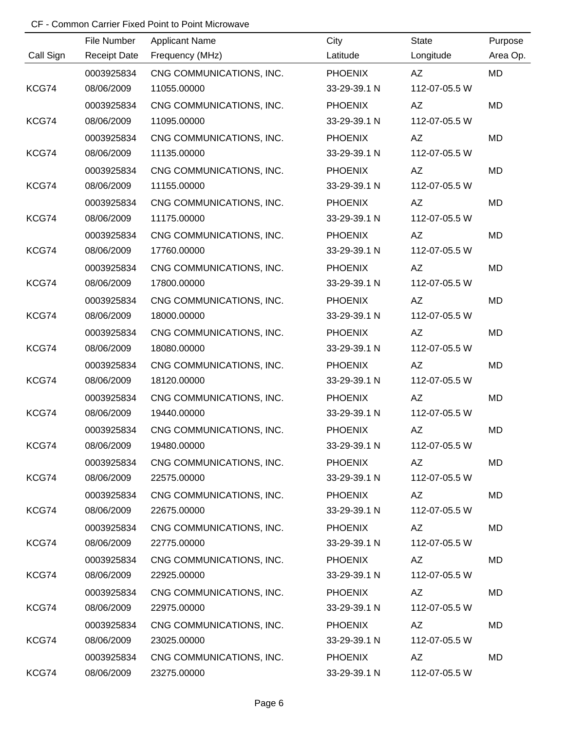CF - Common Carrier Fixed Point to Point Microwave

| Call Sign | File Number<br>Receipt Date | Applicant Name<br>Frequency (MHz) | City<br>Latitude | State<br>Longitude | Purpose<br>Area Op. |
|---|---|---|---|---|---|
| KCG74 | 0003925834<br>08/06/2009 | CNG COMMUNICATIONS, INC.<br>11055.00000 | PHOENIX<br>33-29-39.1 N | AZ<br>112-07-05.5 W | MD |
| KCG74 | 0003925834<br>08/06/2009 | CNG COMMUNICATIONS, INC.<br>11095.00000 | PHOENIX<br>33-29-39.1 N | AZ<br>112-07-05.5 W | MD |
| KCG74 | 0003925834<br>08/06/2009 | CNG COMMUNICATIONS, INC.<br>11135.00000 | PHOENIX<br>33-29-39.1 N | AZ<br>112-07-05.5 W | MD |
| KCG74 | 0003925834<br>08/06/2009 | CNG COMMUNICATIONS, INC.<br>11155.00000 | PHOENIX<br>33-29-39.1 N | AZ<br>112-07-05.5 W | MD |
| KCG74 | 0003925834<br>08/06/2009 | CNG COMMUNICATIONS, INC.<br>11175.00000 | PHOENIX<br>33-29-39.1 N | AZ<br>112-07-05.5 W | MD |
| KCG74 | 0003925834<br>08/06/2009 | CNG COMMUNICATIONS, INC.<br>17760.00000 | PHOENIX<br>33-29-39.1 N | AZ<br>112-07-05.5 W | MD |
| KCG74 | 0003925834<br>08/06/2009 | CNG COMMUNICATIONS, INC.<br>17800.00000 | PHOENIX<br>33-29-39.1 N | AZ<br>112-07-05.5 W | MD |
| KCG74 | 0003925834<br>08/06/2009 | CNG COMMUNICATIONS, INC.<br>18000.00000 | PHOENIX<br>33-29-39.1 N | AZ<br>112-07-05.5 W | MD |
| KCG74 | 0003925834<br>08/06/2009 | CNG COMMUNICATIONS, INC.<br>18080.00000 | PHOENIX<br>33-29-39.1 N | AZ<br>112-07-05.5 W | MD |
| KCG74 | 0003925834<br>08/06/2009 | CNG COMMUNICATIONS, INC.<br>18120.00000 | PHOENIX<br>33-29-39.1 N | AZ<br>112-07-05.5 W | MD |
| KCG74 | 0003925834<br>08/06/2009 | CNG COMMUNICATIONS, INC.<br>19440.00000 | PHOENIX<br>33-29-39.1 N | AZ<br>112-07-05.5 W | MD |
| KCG74 | 0003925834<br>08/06/2009 | CNG COMMUNICATIONS, INC.<br>19480.00000 | PHOENIX<br>33-29-39.1 N | AZ<br>112-07-05.5 W | MD |
| KCG74 | 0003925834<br>08/06/2009 | CNG COMMUNICATIONS, INC.<br>22575.00000 | PHOENIX<br>33-29-39.1 N | AZ<br>112-07-05.5 W | MD |
| KCG74 | 0003925834<br>08/06/2009 | CNG COMMUNICATIONS, INC.<br>22675.00000 | PHOENIX<br>33-29-39.1 N | AZ<br>112-07-05.5 W | MD |
| KCG74 | 0003925834<br>08/06/2009 | CNG COMMUNICATIONS, INC.<br>22775.00000 | PHOENIX<br>33-29-39.1 N | AZ<br>112-07-05.5 W | MD |
| KCG74 | 0003925834<br>08/06/2009 | CNG COMMUNICATIONS, INC.<br>22925.00000 | PHOENIX<br>33-29-39.1 N | AZ<br>112-07-05.5 W | MD |
| KCG74 | 0003925834<br>08/06/2009 | CNG COMMUNICATIONS, INC.<br>22975.00000 | PHOENIX<br>33-29-39.1 N | AZ<br>112-07-05.5 W | MD |
| KCG74 | 0003925834<br>08/06/2009 | CNG COMMUNICATIONS, INC.<br>23025.00000 | PHOENIX<br>33-29-39.1 N | AZ<br>112-07-05.5 W | MD |
| KCG74 | 0003925834<br>08/06/2009 | CNG COMMUNICATIONS, INC.<br>23275.00000 | PHOENIX<br>33-29-39.1 N | AZ<br>112-07-05.5 W | MD |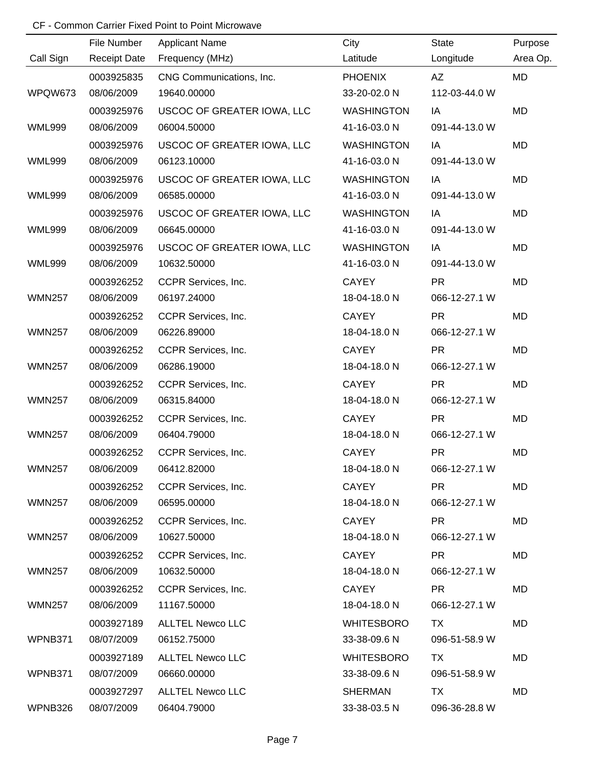CF - Common Carrier Fixed Point to Point Microwave

| Call Sign | File Number<br>Receipt Date | Applicant Name<br>Frequency (MHz) | City<br>Latitude | State<br>Longitude | Purpose<br>Area Op. |
|---|---|---|---|---|---|
| WPQW673 | 0003925835<br>08/06/2009 | CNG Communications, Inc.<br>19640.00000 | PHOENIX<br>33-20-02.0 N | AZ<br>112-03-44.0 W | MD |
| WML999 | 0003925976<br>08/06/2009 | USCOC OF GREATER IOWA, LLC<br>06004.50000 | WASHINGTON<br>41-16-03.0 N | IA<br>091-44-13.0 W | MD |
| WML999 | 0003925976<br>08/06/2009 | USCOC OF GREATER IOWA, LLC<br>06123.10000 | WASHINGTON<br>41-16-03.0 N | IA<br>091-44-13.0 W | MD |
| WML999 | 0003925976<br>08/06/2009 | USCOC OF GREATER IOWA, LLC<br>06585.00000 | WASHINGTON<br>41-16-03.0 N | IA<br>091-44-13.0 W | MD |
| WML999 | 0003925976<br>08/06/2009 | USCOC OF GREATER IOWA, LLC<br>06645.00000 | WASHINGTON<br>41-16-03.0 N | IA<br>091-44-13.0 W | MD |
| WML999 | 0003925976<br>08/06/2009 | USCOC OF GREATER IOWA, LLC<br>10632.50000 | WASHINGTON<br>41-16-03.0 N | IA<br>091-44-13.0 W | MD |
| WMN257 | 0003926252<br>08/06/2009 | CCPR Services, Inc.<br>06197.24000 | CAYEY<br>18-04-18.0 N | PR<br>066-12-27.1 W | MD |
| WMN257 | 0003926252<br>08/06/2009 | CCPR Services, Inc.<br>06226.89000 | CAYEY<br>18-04-18.0 N | PR<br>066-12-27.1 W | MD |
| WMN257 | 0003926252<br>08/06/2009 | CCPR Services, Inc.<br>06286.19000 | CAYEY<br>18-04-18.0 N | PR<br>066-12-27.1 W | MD |
| WMN257 | 0003926252<br>08/06/2009 | CCPR Services, Inc.<br>06315.84000 | CAYEY<br>18-04-18.0 N | PR<br>066-12-27.1 W | MD |
| WMN257 | 0003926252<br>08/06/2009 | CCPR Services, Inc.<br>06404.79000 | CAYEY<br>18-04-18.0 N | PR<br>066-12-27.1 W | MD |
| WMN257 | 0003926252<br>08/06/2009 | CCPR Services, Inc.<br>06412.82000 | CAYEY<br>18-04-18.0 N | PR<br>066-12-27.1 W | MD |
| WMN257 | 0003926252<br>08/06/2009 | CCPR Services, Inc.<br>06595.00000 | CAYEY<br>18-04-18.0 N | PR<br>066-12-27.1 W | MD |
| WMN257 | 0003926252<br>08/06/2009 | CCPR Services, Inc.<br>10627.50000 | CAYEY<br>18-04-18.0 N | PR<br>066-12-27.1 W | MD |
| WMN257 | 0003926252<br>08/06/2009 | CCPR Services, Inc.<br>10632.50000 | CAYEY<br>18-04-18.0 N | PR<br>066-12-27.1 W | MD |
| WMN257 | 0003926252<br>08/06/2009 | CCPR Services, Inc.<br>11167.50000 | CAYEY<br>18-04-18.0 N | PR<br>066-12-27.1 W | MD |
| WPNB371 | 0003927189<br>08/07/2009 | ALLTEL Newco LLC<br>06152.75000 | WHITESBORO<br>33-38-09.6 N | TX<br>096-51-58.9 W | MD |
| WPNB371 | 0003927189<br>08/07/2009 | ALLTEL Newco LLC<br>06660.00000 | WHITESBORO<br>33-38-09.6 N | TX<br>096-51-58.9 W | MD |
| WPNB326 | 0003927297<br>08/07/2009 | ALLTEL Newco LLC<br>06404.79000 | SHERMAN<br>33-38-03.5 N | TX<br>096-36-28.8 W | MD |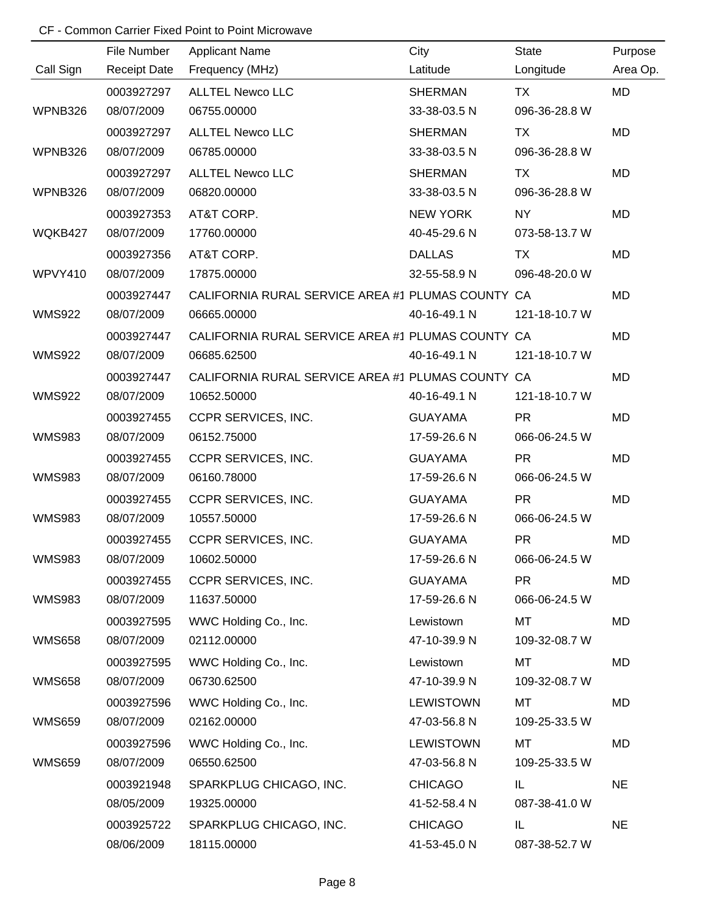CF - Common Carrier Fixed Point to Point Microwave

| Call Sign | File Number<br>Receipt Date | Applicant Name<br>Frequency (MHz) | City<br>Latitude | State<br>Longitude | Purpose<br>Area Op. |
|---|---|---|---|---|---|
| WPNB326 | 0003927297<br>08/07/2009 | ALLTEL Newco LLC<br>06755.00000 | SHERMAN<br>33-38-03.5 N | TX<br>096-36-28.8 W | MD |
| WPNB326 | 0003927297<br>08/07/2009 | ALLTEL Newco LLC<br>06785.00000 | SHERMAN<br>33-38-03.5 N | TX<br>096-36-28.8 W | MD |
| WPNB326 | 0003927297<br>08/07/2009 | ALLTEL Newco LLC<br>06820.00000 | SHERMAN<br>33-38-03.5 N | TX<br>096-36-28.8 W | MD |
| WQKB427 | 0003927353<br>08/07/2009 | AT&T CORP.<br>17760.00000 | NEW YORK<br>40-45-29.6 N | NY<br>073-58-13.7 W | MD |
| WPVY410 | 0003927356<br>08/07/2009 | AT&T CORP.<br>17875.00000 | DALLAS<br>32-55-58.9 N | TX<br>096-48-20.0 W | MD |
| WMS922 | 0003927447<br>08/07/2009 | CALIFORNIA RURAL SERVICE AREA #1<br>06665.00000 | PLUMAS COUNTY<br>40-16-49.1 N | CA<br>121-18-10.7 W | MD |
| WMS922 | 0003927447<br>08/07/2009 | CALIFORNIA RURAL SERVICE AREA #1<br>06685.62500 | PLUMAS COUNTY<br>40-16-49.1 N | CA<br>121-18-10.7 W | MD |
| WMS922 | 0003927447<br>08/07/2009 | CALIFORNIA RURAL SERVICE AREA #1<br>10652.50000 | PLUMAS COUNTY<br>40-16-49.1 N | CA<br>121-18-10.7 W | MD |
| WMS983 | 0003927455<br>08/07/2009 | CCPR SERVICES, INC.<br>06152.75000 | GUAYAMA<br>17-59-26.6 N | PR<br>066-06-24.5 W | MD |
| WMS983 | 0003927455<br>08/07/2009 | CCPR SERVICES, INC.<br>06160.78000 | GUAYAMA<br>17-59-26.6 N | PR<br>066-06-24.5 W | MD |
| WMS983 | 0003927455<br>08/07/2009 | CCPR SERVICES, INC.<br>10557.50000 | GUAYAMA<br>17-59-26.6 N | PR<br>066-06-24.5 W | MD |
| WMS983 | 0003927455<br>08/07/2009 | CCPR SERVICES, INC.<br>10602.50000 | GUAYAMA<br>17-59-26.6 N | PR<br>066-06-24.5 W | MD |
| WMS983 | 0003927455<br>08/07/2009 | CCPR SERVICES, INC.<br>11637.50000 | GUAYAMA<br>17-59-26.6 N | PR<br>066-06-24.5 W | MD |
| WMS658 | 0003927595<br>08/07/2009 | WWC Holding Co., Inc.<br>02112.00000 | Lewistown<br>47-10-39.9 N | MT<br>109-32-08.7 W | MD |
| WMS658 | 0003927595<br>08/07/2009 | WWC Holding Co., Inc.<br>06730.62500 | Lewistown<br>47-10-39.9 N | MT<br>109-32-08.7 W | MD |
| WMS659 | 0003927596<br>08/07/2009 | WWC Holding Co., Inc.<br>02162.00000 | LEWISTOWN<br>47-03-56.8 N | MT<br>109-25-33.5 W | MD |
| WMS659 | 0003927596<br>08/07/2009 | WWC Holding Co., Inc.<br>06550.62500 | LEWISTOWN<br>47-03-56.8 N | MT<br>109-25-33.5 W | MD |
| | 0003921948<br>08/05/2009 | SPARKPLUG CHICAGO, INC.<br>19325.00000 | CHICAGO<br>41-52-58.4 N | IL<br>087-38-41.0 W | NE |
| | 0003925722<br>08/06/2009 | SPARKPLUG CHICAGO, INC.<br>18115.00000 | CHICAGO<br>41-53-45.0 N | IL<br>087-38-52.7 W | NE |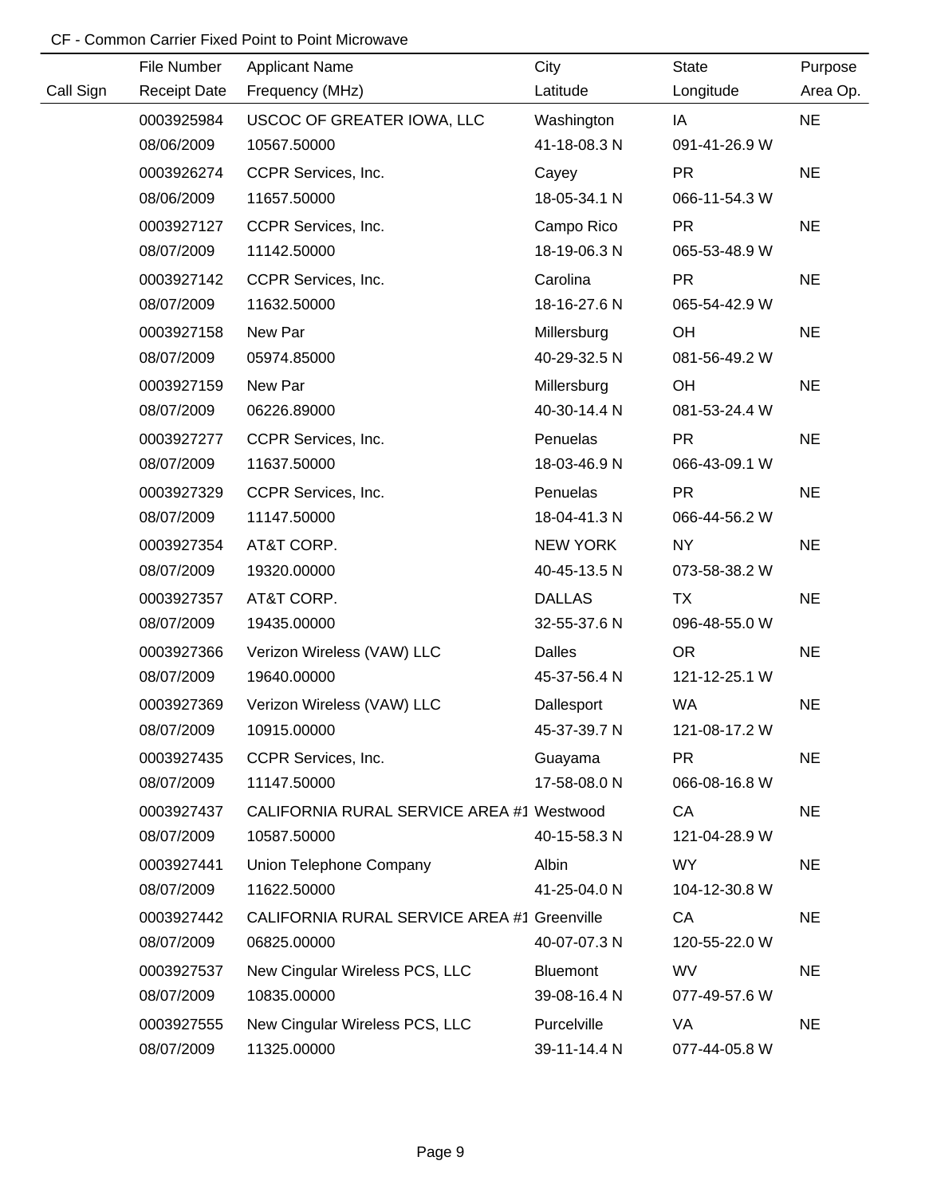CF - Common Carrier Fixed Point to Point Microwave

| Call Sign | File Number<br>Receipt Date | Applicant Name<br>Frequency (MHz) | City<br>Latitude | State<br>Longitude | Purpose<br>Area Op. |
|---|---|---|---|---|---|
| | 0003925984<br>08/06/2009 | USCOC OF GREATER IOWA, LLC<br>10567.50000 | Washington<br>41-18-08.3 N | IA<br>091-41-26.9 W | NE |
| | 0003926274<br>08/06/2009 | CCPR Services, Inc.<br>11657.50000 | Cayey<br>18-05-34.1 N | PR<br>066-11-54.3 W | NE |
| | 0003927127<br>08/07/2009 | CCPR Services, Inc.<br>11142.50000 | Campo Rico<br>18-19-06.3 N | PR<br>065-53-48.9 W | NE |
| | 0003927142<br>08/07/2009 | CCPR Services, Inc.<br>11632.50000 | Carolina<br>18-16-27.6 N | PR<br>065-54-42.9 W | NE |
| | 0003927158<br>08/07/2009 | New Par<br>05974.85000 | Millersburg<br>40-29-32.5 N | OH<br>081-56-49.2 W | NE |
| | 0003927159<br>08/07/2009 | New Par<br>06226.89000 | Millersburg<br>40-30-14.4 N | OH<br>081-53-24.4 W | NE |
| | 0003927277<br>08/07/2009 | CCPR Services, Inc.<br>11637.50000 | Penuelas<br>18-03-46.9 N | PR<br>066-43-09.1 W | NE |
| | 0003927329<br>08/07/2009 | CCPR Services, Inc.<br>11147.50000 | Penuelas<br>18-04-41.3 N | PR<br>066-44-56.2 W | NE |
| | 0003927354<br>08/07/2009 | AT&T CORP.<br>19320.00000 | NEW YORK<br>40-45-13.5 N | NY<br>073-58-38.2 W | NE |
| | 0003927357<br>08/07/2009 | AT&T CORP.<br>19435.00000 | DALLAS<br>32-55-37.6 N | TX<br>096-48-55.0 W | NE |
| | 0003927366<br>08/07/2009 | Verizon Wireless (VAW) LLC<br>19640.00000 | Dalles<br>45-37-56.4 N | OR<br>121-12-25.1 W | NE |
| | 0003927369<br>08/07/2009 | Verizon Wireless (VAW) LLC<br>10915.00000 | Dallesport<br>45-37-39.7 N | WA<br>121-08-17.2 W | NE |
| | 0003927435<br>08/07/2009 | CCPR Services, Inc.<br>11147.50000 | Guayama<br>17-58-08.0 N | PR<br>066-08-16.8 W | NE |
| | 0003927437<br>08/07/2009 | CALIFORNIA RURAL SERVICE AREA #1<br>10587.50000 | Westwood<br>40-15-58.3 N | CA<br>121-04-28.9 W | NE |
| | 0003927441<br>08/07/2009 | Union Telephone Company<br>11622.50000 | Albin<br>41-25-04.0 N | WY<br>104-12-30.8 W | NE |
| | 0003927442<br>08/07/2009 | CALIFORNIA RURAL SERVICE AREA #1<br>06825.00000 | Greenville<br>40-07-07.3 N | CA<br>120-55-22.0 W | NE |
| | 0003927537<br>08/07/2009 | New Cingular Wireless PCS, LLC<br>10835.00000 | Bluemont<br>39-08-16.4 N | WV<br>077-49-57.6 W | NE |
| | 0003927555<br>08/07/2009 | New Cingular Wireless PCS, LLC<br>11325.00000 | Purcelville<br>39-11-14.4 N | VA<br>077-44-05.8 W | NE |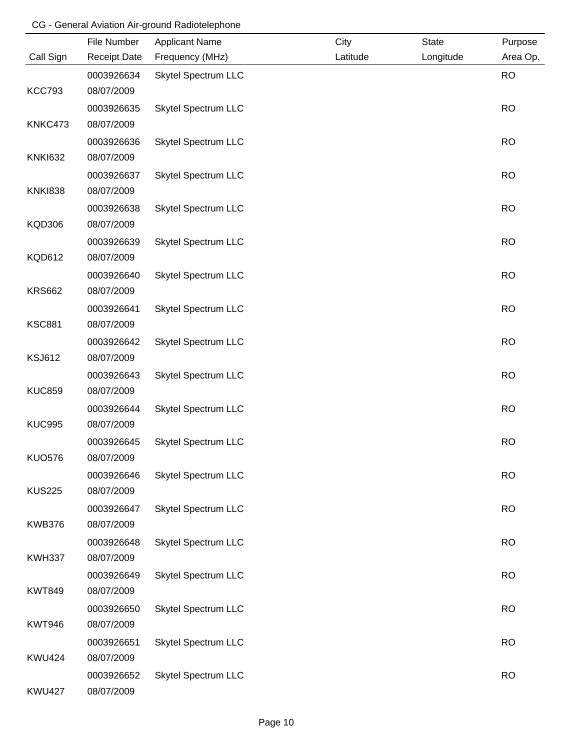CG - General Aviation Air-ground Radiotelephone

| Call Sign | File Number<br>Receipt Date | Applicant Name<br>Frequency (MHz) | City<br>Latitude | State<br>Longitude | Purpose<br>Area Op. |
|---|---|---|---|---|---|
| KCC793 | 0003926634<br>08/07/2009 | Skytel Spectrum LLC | | | RO |
| KNKC473 | 0003926635<br>08/07/2009 | Skytel Spectrum LLC | | | RO |
| KNKI632 | 0003926636<br>08/07/2009 | Skytel Spectrum LLC | | | RO |
| KNKI838 | 0003926637<br>08/07/2009 | Skytel Spectrum LLC | | | RO |
| KQD306 | 0003926638<br>08/07/2009 | Skytel Spectrum LLC | | | RO |
| KQD612 | 0003926639<br>08/07/2009 | Skytel Spectrum LLC | | | RO |
| KRS662 | 0003926640<br>08/07/2009 | Skytel Spectrum LLC | | | RO |
| KSC881 | 0003926641<br>08/07/2009 | Skytel Spectrum LLC | | | RO |
| KSJ612 | 0003926642<br>08/07/2009 | Skytel Spectrum LLC | | | RO |
| KUC859 | 0003926643<br>08/07/2009 | Skytel Spectrum LLC | | | RO |
| KUC995 | 0003926644<br>08/07/2009 | Skytel Spectrum LLC | | | RO |
| KUO576 | 0003926645<br>08/07/2009 | Skytel Spectrum LLC | | | RO |
| KUS225 | 0003926646<br>08/07/2009 | Skytel Spectrum LLC | | | RO |
| KWB376 | 0003926647<br>08/07/2009 | Skytel Spectrum LLC | | | RO |
| KWH337 | 0003926648<br>08/07/2009 | Skytel Spectrum LLC | | | RO |
| KWT849 | 0003926649<br>08/07/2009 | Skytel Spectrum LLC | | | RO |
| KWT946 | 0003926650<br>08/07/2009 | Skytel Spectrum LLC | | | RO |
| KWU424 | 0003926651<br>08/07/2009 | Skytel Spectrum LLC | | | RO |
| KWU427 | 0003926652<br>08/07/2009 | Skytel Spectrum LLC | | | RO |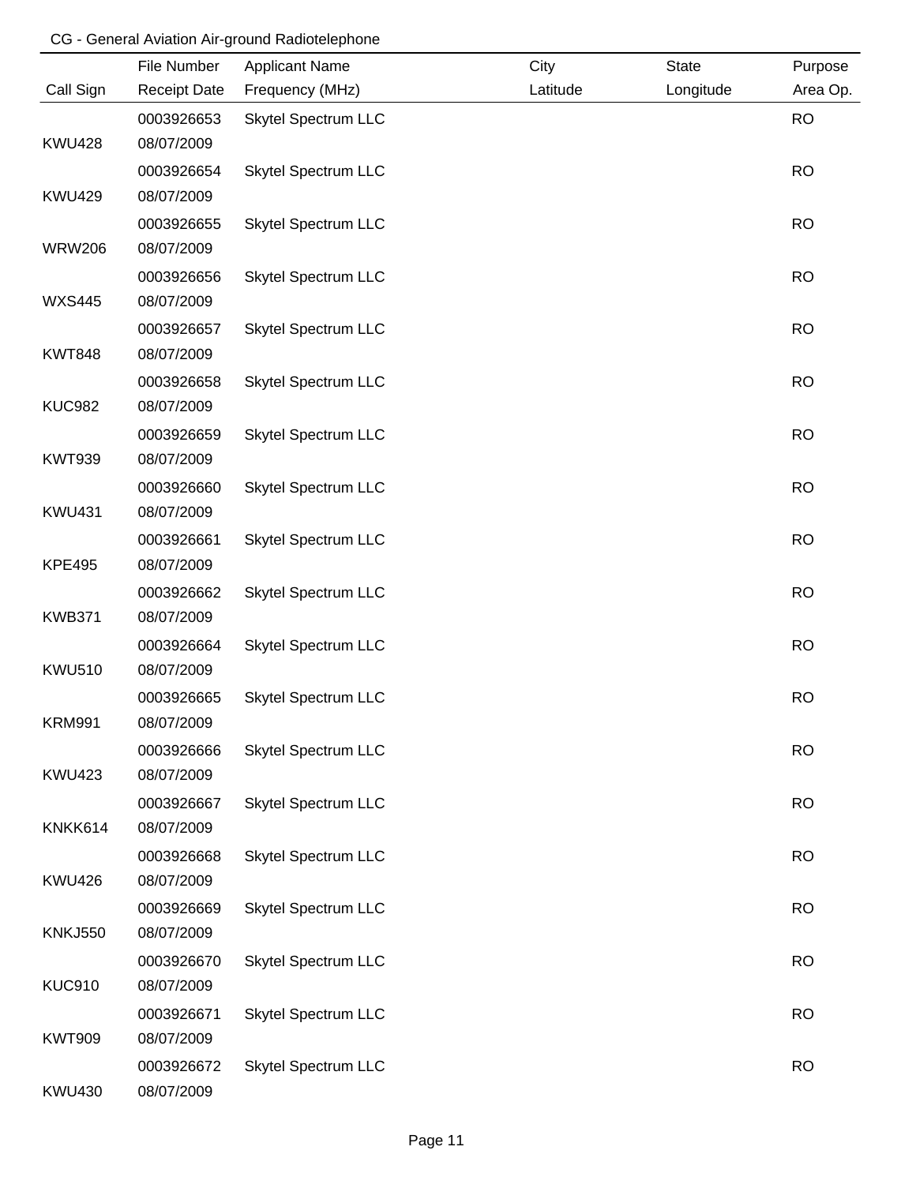CG - General Aviation Air-ground Radiotelephone

| Call Sign | File Number<br>Receipt Date | Applicant Name<br>Frequency (MHz) | City<br>Latitude | State<br>Longitude | Purpose<br>Area Op. |
|---|---|---|---|---|---|
| KWU428 | 0003926653<br>08/07/2009 | Skytel Spectrum LLC | | | RO |
| KWU429 | 0003926654<br>08/07/2009 | Skytel Spectrum LLC | | | RO |
| WRW206 | 0003926655<br>08/07/2009 | Skytel Spectrum LLC | | | RO |
| WXS445 | 0003926656<br>08/07/2009 | Skytel Spectrum LLC | | | RO |
| KWT848 | 0003926657<br>08/07/2009 | Skytel Spectrum LLC | | | RO |
| KUC982 | 0003926658<br>08/07/2009 | Skytel Spectrum LLC | | | RO |
| KWT939 | 0003926659<br>08/07/2009 | Skytel Spectrum LLC | | | RO |
| KWU431 | 0003926660<br>08/07/2009 | Skytel Spectrum LLC | | | RO |
| KPE495 | 0003926661<br>08/07/2009 | Skytel Spectrum LLC | | | RO |
| KWB371 | 0003926662<br>08/07/2009 | Skytel Spectrum LLC | | | RO |
| KWU510 | 0003926664<br>08/07/2009 | Skytel Spectrum LLC | | | RO |
| KRM991 | 0003926665<br>08/07/2009 | Skytel Spectrum LLC | | | RO |
| KWU423 | 0003926666<br>08/07/2009 | Skytel Spectrum LLC | | | RO |
| KNKK614 | 0003926667<br>08/07/2009 | Skytel Spectrum LLC | | | RO |
| KWU426 | 0003926668<br>08/07/2009 | Skytel Spectrum LLC | | | RO |
| KNKJ550 | 0003926669<br>08/07/2009 | Skytel Spectrum LLC | | | RO |
| KUC910 | 0003926670<br>08/07/2009 | Skytel Spectrum LLC | | | RO |
| KWT909 | 0003926671<br>08/07/2009 | Skytel Spectrum LLC | | | RO |
| KWU430 | 0003926672<br>08/07/2009 | Skytel Spectrum LLC | | | RO |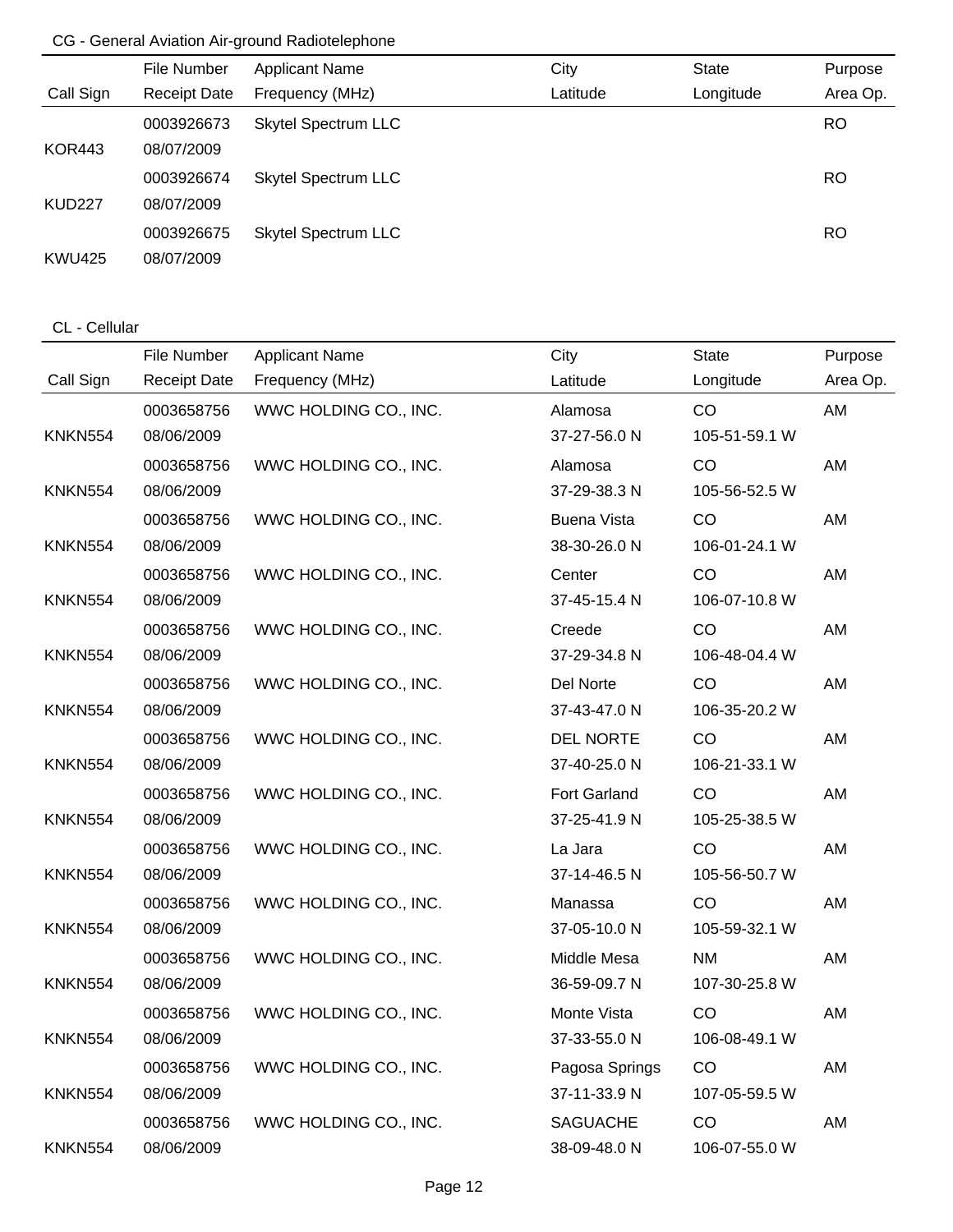CG - General Aviation Air-ground Radiotelephone

| Call Sign | File Number / Receipt Date | Applicant Name / Frequency (MHz) | City / Latitude | State / Longitude | Purpose / Area Op. |
|---|---|---|---|---|---|
| KOR443 | 0003926673 / 08/07/2009 | Skytel Spectrum LLC | | | RO |
| KUD227 | 0003926674 / 08/07/2009 | Skytel Spectrum LLC | | | RO |
| KWU425 | 0003926675 / 08/07/2009 | Skytel Spectrum LLC | | | RO |

CL - Cellular

| Call Sign | File Number / Receipt Date | Applicant Name / Frequency (MHz) | City / Latitude | State / Longitude | Purpose / Area Op. |
|---|---|---|---|---|---|
| KNKN554 | 0003658756 / 08/06/2009 | WWC HOLDING CO., INC. | Alamosa / 37-27-56.0 N | CO / 105-51-59.1 W | AM |
| KNKN554 | 0003658756 / 08/06/2009 | WWC HOLDING CO., INC. | Alamosa / 37-29-38.3 N | CO / 105-56-52.5 W | AM |
| KNKN554 | 0003658756 / 08/06/2009 | WWC HOLDING CO., INC. | Buena Vista / 38-30-26.0 N | CO / 106-01-24.1 W | AM |
| KNKN554 | 0003658756 / 08/06/2009 | WWC HOLDING CO., INC. | Center / 37-45-15.4 N | CO / 106-07-10.8 W | AM |
| KNKN554 | 0003658756 / 08/06/2009 | WWC HOLDING CO., INC. | Creede / 37-29-34.8 N | CO / 106-48-04.4 W | AM |
| KNKN554 | 0003658756 / 08/06/2009 | WWC HOLDING CO., INC. | Del Norte / 37-43-47.0 N | CO / 106-35-20.2 W | AM |
| KNKN554 | 0003658756 / 08/06/2009 | WWC HOLDING CO., INC. | DEL NORTE / 37-40-25.0 N | CO / 106-21-33.1 W | AM |
| KNKN554 | 0003658756 / 08/06/2009 | WWC HOLDING CO., INC. | Fort Garland / 37-25-41.9 N | CO / 105-25-38.5 W | AM |
| KNKN554 | 0003658756 / 08/06/2009 | WWC HOLDING CO., INC. | La Jara / 37-14-46.5 N | CO / 105-56-50.7 W | AM |
| KNKN554 | 0003658756 / 08/06/2009 | WWC HOLDING CO., INC. | Manassa / 37-05-10.0 N | CO / 105-59-32.1 W | AM |
| KNKN554 | 0003658756 / 08/06/2009 | WWC HOLDING CO., INC. | Middle Mesa / 36-59-09.7 N | NM / 107-30-25.8 W | AM |
| KNKN554 | 0003658756 / 08/06/2009 | WWC HOLDING CO., INC. | Monte Vista / 37-33-55.0 N | CO / 106-08-49.1 W | AM |
| KNKN554 | 0003658756 / 08/06/2009 | WWC HOLDING CO., INC. | Pagosa Springs / 37-11-33.9 N | CO / 107-05-59.5 W | AM |
| KNKN554 | 0003658756 / 08/06/2009 | WWC HOLDING CO., INC. | SAGUACHE / 38-09-48.0 N | CO / 106-07-55.0 W | AM |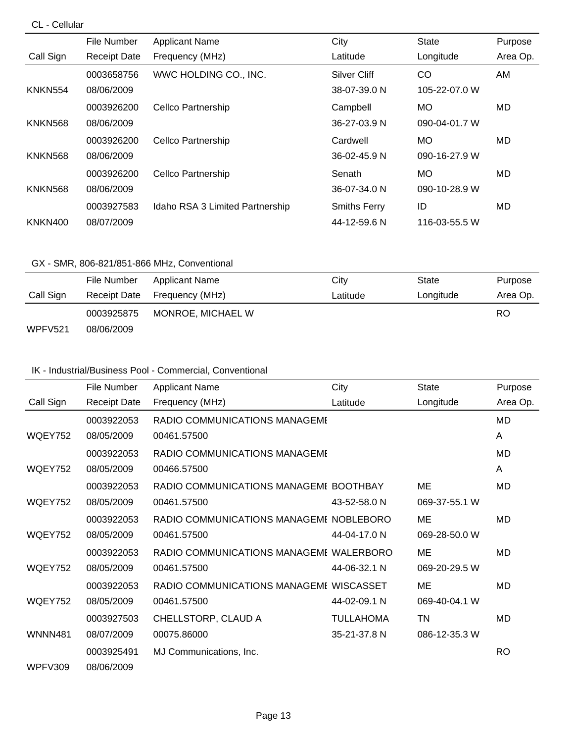## CL - Cellular

| Call Sign | File Number / Receipt Date | Applicant Name / Frequency (MHz) | City / Latitude | State / Longitude | Purpose / Area Op. |
|---|---|---|---|---|---|
| KNKN554 | 0003658756<br>08/06/2009 | WWC HOLDING CO., INC. | Silver Cliff<br>38-07-39.0 N | CO<br>105-22-07.0 W | AM |
| KNKN568 | 0003926200<br>08/06/2009 | Cellco Partnership | Campbell<br>36-27-03.9 N | MO<br>090-04-01.7 W | MD |
| KNKN568 | 0003926200<br>08/06/2009 | Cellco Partnership | Cardwell<br>36-02-45.9 N | MO<br>090-16-27.9 W | MD |
| KNKN568 | 0003926200<br>08/06/2009 | Cellco Partnership | Senath<br>36-07-34.0 N | MO<br>090-10-28.9 W | MD |
| KNKN400 | 0003927583<br>08/07/2009 | Idaho RSA 3 Limited Partnership | Smiths Ferry<br>44-12-59.6 N | ID<br>116-03-55.5 W | MD |

## GX - SMR, 806-821/851-866 MHz, Conventional

| Call Sign | File Number / Receipt Date | Applicant Name / Frequency (MHz) | City / Latitude | State / Longitude | Purpose / Area Op. |
|---|---|---|---|---|---|
| WPFV521 | 0003925875<br>08/06/2009 | MONROE, MICHAEL W | | | RO |

## IK - Industrial/Business Pool - Commercial, Conventional

| Call Sign | File Number / Receipt Date | Applicant Name / Frequency (MHz) | City / Latitude | State / Longitude | Purpose / Area Op. |
|---|---|---|---|---|---|
| WQEY752 | 0003922053<br>08/05/2009 | RADIO COMMUNICATIONS MANAGEMI<br>00461.57500 | | | MD<br>A |
| WQEY752 | 0003922053<br>08/05/2009 | RADIO COMMUNICATIONS MANAGEMI<br>00466.57500 | | | MD<br>A |
| WQEY752 | 0003922053<br>08/05/2009 | RADIO COMMUNICATIONS MANAGEMI<br>00461.57500 | BOOTHBAY<br>43-52-58.0 N | ME<br>069-37-55.1 W | MD |
| WQEY752 | 0003922053<br>08/05/2009 | RADIO COMMUNICATIONS MANAGEMI<br>00461.57500 | NOBLEBORO<br>44-04-17.0 N | ME<br>069-28-50.0 W | MD |
| WQEY752 | 0003922053<br>08/05/2009 | RADIO COMMUNICATIONS MANAGEMI<br>00461.57500 | WALERBORO<br>44-06-32.1 N | ME<br>069-20-29.5 W | MD |
| WQEY752 | 0003922053<br>08/05/2009 | RADIO COMMUNICATIONS MANAGEMI<br>00461.57500 | WISCASSET<br>44-02-09.1 N | ME<br>069-40-04.1 W | MD |
| WNNN481 | 0003927503<br>08/07/2009 | CHELLSTORP, CLAUD A<br>00075.86000 | TULLAHOMA<br>35-21-37.8 N | TN<br>086-12-35.3 W | MD |
| WPFV309 | 0003925491<br>08/06/2009 | MJ Communications, Inc. | | | RO |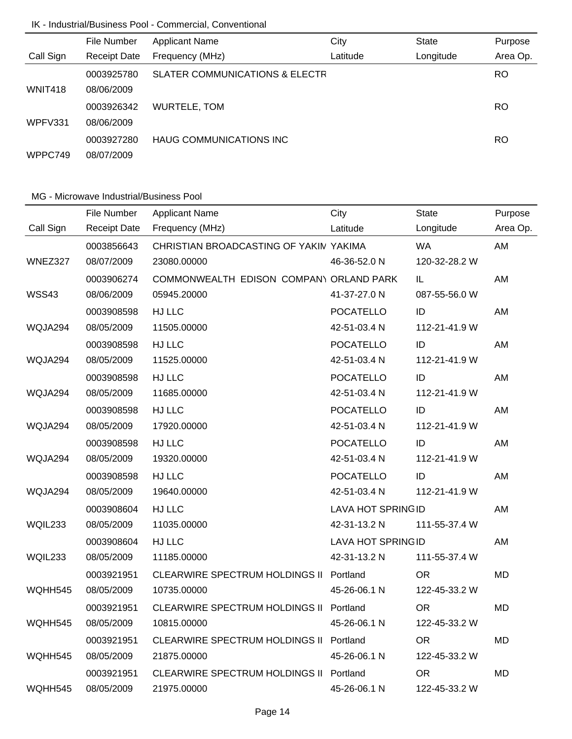IK - Industrial/Business Pool - Commercial, Conventional

| Call Sign | File Number<br>Receipt Date | Applicant Name<br>Frequency (MHz) | City<br>Latitude | State<br>Longitude | Purpose<br>Area Op. |
|---|---|---|---|---|---|
| WNIT418 | 0003925780<br>08/06/2009 | SLATER COMMUNICATIONS & ELECTR | | | RO |
| WPFV331 | 0003926342<br>08/06/2009 | WURTELE, TOM | | | RO |
| WPPC749 | 0003927280<br>08/07/2009 | HAUG COMMUNICATIONS INC | | | RO |

MG - Microwave Industrial/Business Pool

| Call Sign | File Number<br>Receipt Date | Applicant Name<br>Frequency (MHz) | City<br>Latitude | State<br>Longitude | Purpose<br>Area Op. |
|---|---|---|---|---|---|
| WNEZ327 | 0003856643<br>08/07/2009 | CHRISTIAN BROADCASTING OF YAKIM<br>23080.00000 | YAKIMA<br>46-36-52.0 N | WA<br>120-32-28.2 W | AM |
| WSS43 | 0003906274<br>08/06/2009 | COMMONWEALTH EDISON COMPANY<br>05945.20000 | ORLAND PARK<br>41-37-27.0 N | IL<br>087-55-56.0 W | AM |
| WQJA294 | 0003908598<br>08/05/2009 | HJ LLC<br>11505.00000 | POCATELLO<br>42-51-03.4 N | ID<br>112-21-41.9 W | AM |
| WQJA294 | 0003908598<br>08/05/2009 | HJ LLC<br>11525.00000 | POCATELLO<br>42-51-03.4 N | ID<br>112-21-41.9 W | AM |
| WQJA294 | 0003908598<br>08/05/2009 | HJ LLC<br>11685.00000 | POCATELLO<br>42-51-03.4 N | ID<br>112-21-41.9 W | AM |
| WQJA294 | 0003908598<br>08/05/2009 | HJ LLC<br>17920.00000 | POCATELLO<br>42-51-03.4 N | ID<br>112-21-41.9 W | AM |
| WQJA294 | 0003908598<br>08/05/2009 | HJ LLC<br>19320.00000 | POCATELLO<br>42-51-03.4 N | ID<br>112-21-41.9 W | AM |
| WQJA294 | 0003908598<br>08/05/2009 | HJ LLC<br>19640.00000 | POCATELLO<br>42-51-03.4 N | ID<br>112-21-41.9 W | AM |
| WQIL233 | 0003908604<br>08/05/2009 | HJ LLC<br>11035.00000 | LAVA HOT SPRING<br>42-31-13.2 N | ID<br>111-55-37.4 W | AM |
| WQIL233 | 0003908604<br>08/05/2009 | HJ LLC<br>11185.00000 | LAVA HOT SPRING<br>42-31-13.2 N | ID<br>111-55-37.4 W | AM |
| WQHH545 | 0003921951<br>08/05/2009 | CLEARWIRE SPECTRUM HOLDINGS II<br>10735.00000 | Portland<br>45-26-06.1 N | OR<br>122-45-33.2 W | MD |
| WQHH545 | 0003921951<br>08/05/2009 | CLEARWIRE SPECTRUM HOLDINGS II<br>10815.00000 | Portland<br>45-26-06.1 N | OR<br>122-45-33.2 W | MD |
| WQHH545 | 0003921951<br>08/05/2009 | CLEARWIRE SPECTRUM HOLDINGS II<br>21875.00000 | Portland<br>45-26-06.1 N | OR<br>122-45-33.2 W | MD |
| WQHH545 | 0003921951<br>08/05/2009 | CLEARWIRE SPECTRUM HOLDINGS II<br>21975.00000 | Portland<br>45-26-06.1 N | OR<br>122-45-33.2 W | MD |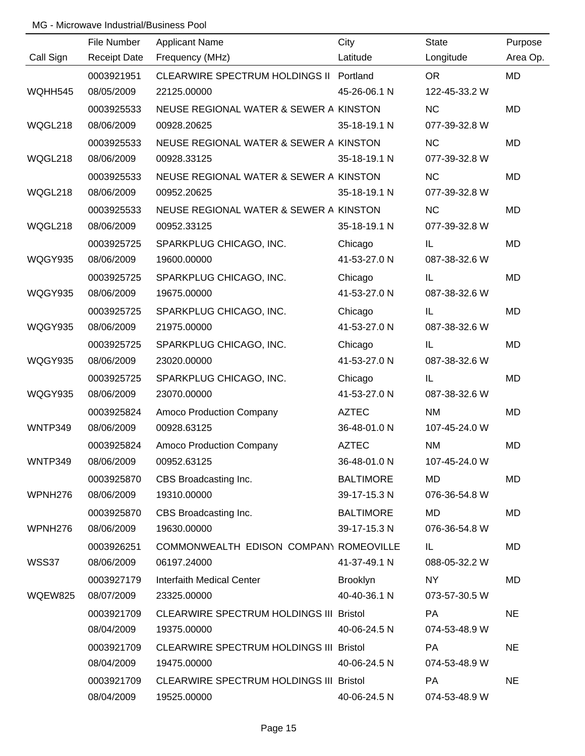MG - Microwave Industrial/Business Pool

| Call Sign | File Number<br>Receipt Date | Applicant Name<br>Frequency (MHz) | City<br>Latitude | State<br>Longitude | Purpose<br>Area Op. |
|---|---|---|---|---|---|
| WQHH545 | 0003921951<br>08/05/2009 | CLEARWIRE SPECTRUM HOLDINGS II<br>22125.00000 | Portland<br>45-26-06.1 N | OR<br>122-45-33.2 W | MD |
| WQGL218 | 0003925533<br>08/06/2009 | NEUSE REGIONAL WATER & SEWER A<br>00928.20625 | KINSTON<br>35-18-19.1 N | NC<br>077-39-32.8 W | MD |
| WQGL218 | 0003925533<br>08/06/2009 | NEUSE REGIONAL WATER & SEWER A<br>00928.33125 | KINSTON<br>35-18-19.1 N | NC<br>077-39-32.8 W | MD |
| WQGL218 | 0003925533<br>08/06/2009 | NEUSE REGIONAL WATER & SEWER A<br>00952.20625 | KINSTON<br>35-18-19.1 N | NC<br>077-39-32.8 W | MD |
| WQGL218 | 0003925533<br>08/06/2009 | NEUSE REGIONAL WATER & SEWER A<br>00952.33125 | KINSTON<br>35-18-19.1 N | NC<br>077-39-32.8 W | MD |
| WQGY935 | 0003925725<br>08/06/2009 | SPARKPLUG CHICAGO, INC.<br>19600.00000 | Chicago<br>41-53-27.0 N | IL<br>087-38-32.6 W | MD |
| WQGY935 | 0003925725<br>08/06/2009 | SPARKPLUG CHICAGO, INC.<br>19675.00000 | Chicago<br>41-53-27.0 N | IL<br>087-38-32.6 W | MD |
| WQGY935 | 0003925725<br>08/06/2009 | SPARKPLUG CHICAGO, INC.<br>21975.00000 | Chicago<br>41-53-27.0 N | IL<br>087-38-32.6 W | MD |
| WQGY935 | 0003925725<br>08/06/2009 | SPARKPLUG CHICAGO, INC.<br>23020.00000 | Chicago<br>41-53-27.0 N | IL<br>087-38-32.6 W | MD |
| WQGY935 | 0003925725<br>08/06/2009 | SPARKPLUG CHICAGO, INC.<br>23070.00000 | Chicago<br>41-53-27.0 N | IL<br>087-38-32.6 W | MD |
| WNTP349 | 0003925824<br>08/06/2009 | Amoco Production Company<br>00928.63125 | AZTEC<br>36-48-01.0 N | NM<br>107-45-24.0 W | MD |
| WNTP349 | 0003925824<br>08/06/2009 | Amoco Production Company<br>00952.63125 | AZTEC<br>36-48-01.0 N | NM<br>107-45-24.0 W | MD |
| WPNH276 | 0003925870<br>08/06/2009 | CBS Broadcasting Inc.<br>19310.00000 | BALTIMORE<br>39-17-15.3 N | MD<br>076-36-54.8 W | MD |
| WPNH276 | 0003925870<br>08/06/2009 | CBS Broadcasting Inc.<br>19630.00000 | BALTIMORE<br>39-17-15.3 N | MD<br>076-36-54.8 W | MD |
| WSS37 | 0003926251<br>08/06/2009 | COMMONWEALTH EDISON COMPANY<br>06197.24000 | ROMEOVILLE<br>41-37-49.1 N | IL<br>088-05-32.2 W | MD |
| WQEW825 | 0003927179<br>08/07/2009 | Interfaith Medical Center<br>23325.00000 | Brooklyn<br>40-40-36.1 N | NY<br>073-57-30.5 W | MD |
| | 0003921709<br>08/04/2009 | CLEARWIRE SPECTRUM HOLDINGS III<br>19375.00000 | Bristol<br>40-06-24.5 N | PA<br>074-53-48.9 W | NE |
| | 0003921709<br>08/04/2009 | CLEARWIRE SPECTRUM HOLDINGS III<br>19475.00000 | Bristol<br>40-06-24.5 N | PA<br>074-53-48.9 W | NE |
| | 0003921709<br>08/04/2009 | CLEARWIRE SPECTRUM HOLDINGS III<br>19525.00000 | Bristol<br>40-06-24.5 N | PA<br>074-53-48.9 W | NE |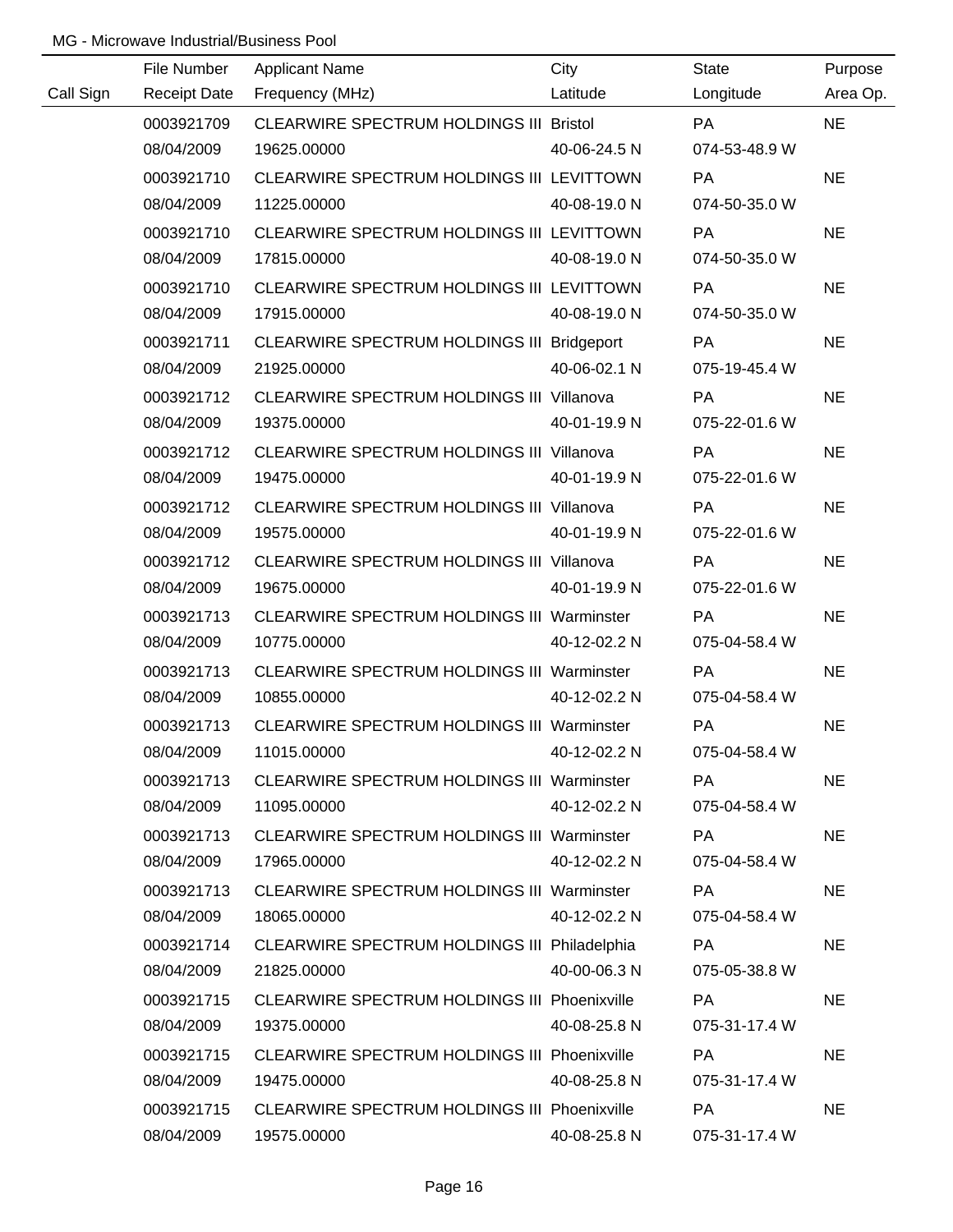MG - Microwave Industrial/Business Pool

| Call Sign | File Number / Receipt Date | Applicant Name / Frequency (MHz) | City / Latitude | State / Longitude | Purpose / Area Op. |
|---|---|---|---|---|---|
| | 0003921709 | CLEARWIRE SPECTRUM HOLDINGS III | Bristol | PA | NE |
| | 08/04/2009 | 19625.00000 | 40-06-24.5 N | 074-53-48.9 W | |
| | 0003921710 | CLEARWIRE SPECTRUM HOLDINGS III | LEVITTOWN | PA | NE |
| | 08/04/2009 | 11225.00000 | 40-08-19.0 N | 074-50-35.0 W | |
| | 0003921710 | CLEARWIRE SPECTRUM HOLDINGS III | LEVITTOWN | PA | NE |
| | 08/04/2009 | 17815.00000 | 40-08-19.0 N | 074-50-35.0 W | |
| | 0003921710 | CLEARWIRE SPECTRUM HOLDINGS III | LEVITTOWN | PA | NE |
| | 08/04/2009 | 17915.00000 | 40-08-19.0 N | 074-50-35.0 W | |
| | 0003921711 | CLEARWIRE SPECTRUM HOLDINGS III | Bridgeport | PA | NE |
| | 08/04/2009 | 21925.00000 | 40-06-02.1 N | 075-19-45.4 W | |
| | 0003921712 | CLEARWIRE SPECTRUM HOLDINGS III | Villanova | PA | NE |
| | 08/04/2009 | 19375.00000 | 40-01-19.9 N | 075-22-01.6 W | |
| | 0003921712 | CLEARWIRE SPECTRUM HOLDINGS III | Villanova | PA | NE |
| | 08/04/2009 | 19475.00000 | 40-01-19.9 N | 075-22-01.6 W | |
| | 0003921712 | CLEARWIRE SPECTRUM HOLDINGS III | Villanova | PA | NE |
| | 08/04/2009 | 19575.00000 | 40-01-19.9 N | 075-22-01.6 W | |
| | 0003921712 | CLEARWIRE SPECTRUM HOLDINGS III | Villanova | PA | NE |
| | 08/04/2009 | 19675.00000 | 40-01-19.9 N | 075-22-01.6 W | |
| | 0003921713 | CLEARWIRE SPECTRUM HOLDINGS III | Warminster | PA | NE |
| | 08/04/2009 | 10775.00000 | 40-12-02.2 N | 075-04-58.4 W | |
| | 0003921713 | CLEARWIRE SPECTRUM HOLDINGS III | Warminster | PA | NE |
| | 08/04/2009 | 10855.00000 | 40-12-02.2 N | 075-04-58.4 W | |
| | 0003921713 | CLEARWIRE SPECTRUM HOLDINGS III | Warminster | PA | NE |
| | 08/04/2009 | 11015.00000 | 40-12-02.2 N | 075-04-58.4 W | |
| | 0003921713 | CLEARWIRE SPECTRUM HOLDINGS III | Warminster | PA | NE |
| | 08/04/2009 | 11095.00000 | 40-12-02.2 N | 075-04-58.4 W | |
| | 0003921713 | CLEARWIRE SPECTRUM HOLDINGS III | Warminster | PA | NE |
| | 08/04/2009 | 17965.00000 | 40-12-02.2 N | 075-04-58.4 W | |
| | 0003921713 | CLEARWIRE SPECTRUM HOLDINGS III | Warminster | PA | NE |
| | 08/04/2009 | 18065.00000 | 40-12-02.2 N | 075-04-58.4 W | |
| | 0003921714 | CLEARWIRE SPECTRUM HOLDINGS III | Philadelphia | PA | NE |
| | 08/04/2009 | 21825.00000 | 40-00-06.3 N | 075-05-38.8 W | |
| | 0003921715 | CLEARWIRE SPECTRUM HOLDINGS III | Phoenixville | PA | NE |
| | 08/04/2009 | 19375.00000 | 40-08-25.8 N | 075-31-17.4 W | |
| | 0003921715 | CLEARWIRE SPECTRUM HOLDINGS III | Phoenixville | PA | NE |
| | 08/04/2009 | 19475.00000 | 40-08-25.8 N | 075-31-17.4 W | |
| | 0003921715 | CLEARWIRE SPECTRUM HOLDINGS III | Phoenixville | PA | NE |
| | 08/04/2009 | 19575.00000 | 40-08-25.8 N | 075-31-17.4 W | |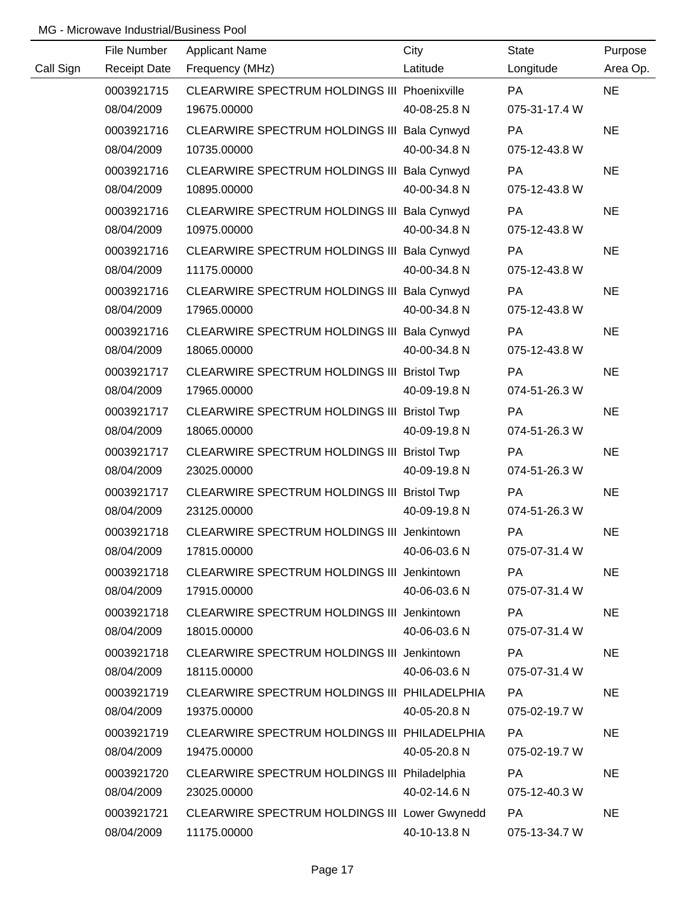MG - Microwave Industrial/Business Pool

| Call Sign | File Number<br>Receipt Date | Applicant Name<br>Frequency (MHz) | City<br>Latitude | State<br>Longitude | Purpose<br>Area Op. |
|---|---|---|---|---|---|
| | 0003921715<br>08/04/2009 | CLEARWIRE SPECTRUM HOLDINGS III<br>19675.00000 | Phoenixville<br>40-08-25.8 N | PA<br>075-31-17.4 W | NE |
| | 0003921716<br>08/04/2009 | CLEARWIRE SPECTRUM HOLDINGS III<br>10735.00000 | Bala Cynwyd<br>40-00-34.8 N | PA<br>075-12-43.8 W | NE |
| | 0003921716<br>08/04/2009 | CLEARWIRE SPECTRUM HOLDINGS III<br>10895.00000 | Bala Cynwyd<br>40-00-34.8 N | PA<br>075-12-43.8 W | NE |
| | 0003921716<br>08/04/2009 | CLEARWIRE SPECTRUM HOLDINGS III<br>10975.00000 | Bala Cynwyd<br>40-00-34.8 N | PA<br>075-12-43.8 W | NE |
| | 0003921716<br>08/04/2009 | CLEARWIRE SPECTRUM HOLDINGS III<br>11175.00000 | Bala Cynwyd<br>40-00-34.8 N | PA<br>075-12-43.8 W | NE |
| | 0003921716<br>08/04/2009 | CLEARWIRE SPECTRUM HOLDINGS III<br>17965.00000 | Bala Cynwyd<br>40-00-34.8 N | PA<br>075-12-43.8 W | NE |
| | 0003921716<br>08/04/2009 | CLEARWIRE SPECTRUM HOLDINGS III<br>18065.00000 | Bala Cynwyd<br>40-00-34.8 N | PA<br>075-12-43.8 W | NE |
| | 0003921717<br>08/04/2009 | CLEARWIRE SPECTRUM HOLDINGS III<br>17965.00000 | Bristol Twp<br>40-09-19.8 N | PA<br>074-51-26.3 W | NE |
| | 0003921717<br>08/04/2009 | CLEARWIRE SPECTRUM HOLDINGS III<br>18065.00000 | Bristol Twp<br>40-09-19.8 N | PA<br>074-51-26.3 W | NE |
| | 0003921717<br>08/04/2009 | CLEARWIRE SPECTRUM HOLDINGS III<br>23025.00000 | Bristol Twp<br>40-09-19.8 N | PA<br>074-51-26.3 W | NE |
| | 0003921717<br>08/04/2009 | CLEARWIRE SPECTRUM HOLDINGS III<br>23125.00000 | Bristol Twp<br>40-09-19.8 N | PA<br>074-51-26.3 W | NE |
| | 0003921718<br>08/04/2009 | CLEARWIRE SPECTRUM HOLDINGS III<br>17815.00000 | Jenkintown<br>40-06-03.6 N | PA<br>075-07-31.4 W | NE |
| | 0003921718<br>08/04/2009 | CLEARWIRE SPECTRUM HOLDINGS III<br>17915.00000 | Jenkintown<br>40-06-03.6 N | PA<br>075-07-31.4 W | NE |
| | 0003921718<br>08/04/2009 | CLEARWIRE SPECTRUM HOLDINGS III<br>18015.00000 | Jenkintown<br>40-06-03.6 N | PA<br>075-07-31.4 W | NE |
| | 0003921718<br>08/04/2009 | CLEARWIRE SPECTRUM HOLDINGS III<br>18115.00000 | Jenkintown<br>40-06-03.6 N | PA<br>075-07-31.4 W | NE |
| | 0003921719<br>08/04/2009 | CLEARWIRE SPECTRUM HOLDINGS III<br>19375.00000 | PHILADELPHIA<br>40-05-20.8 N | PA<br>075-02-19.7 W | NE |
| | 0003921719<br>08/04/2009 | CLEARWIRE SPECTRUM HOLDINGS III<br>19475.00000 | PHILADELPHIA<br>40-05-20.8 N | PA<br>075-02-19.7 W | NE |
| | 0003921720<br>08/04/2009 | CLEARWIRE SPECTRUM HOLDINGS III<br>23025.00000 | Philadelphia<br>40-02-14.6 N | PA<br>075-12-40.3 W | NE |
| | 0003921721<br>08/04/2009 | CLEARWIRE SPECTRUM HOLDINGS III<br>11175.00000 | Lower Gwynedd<br>40-10-13.8 N | PA<br>075-13-34.7 W | NE |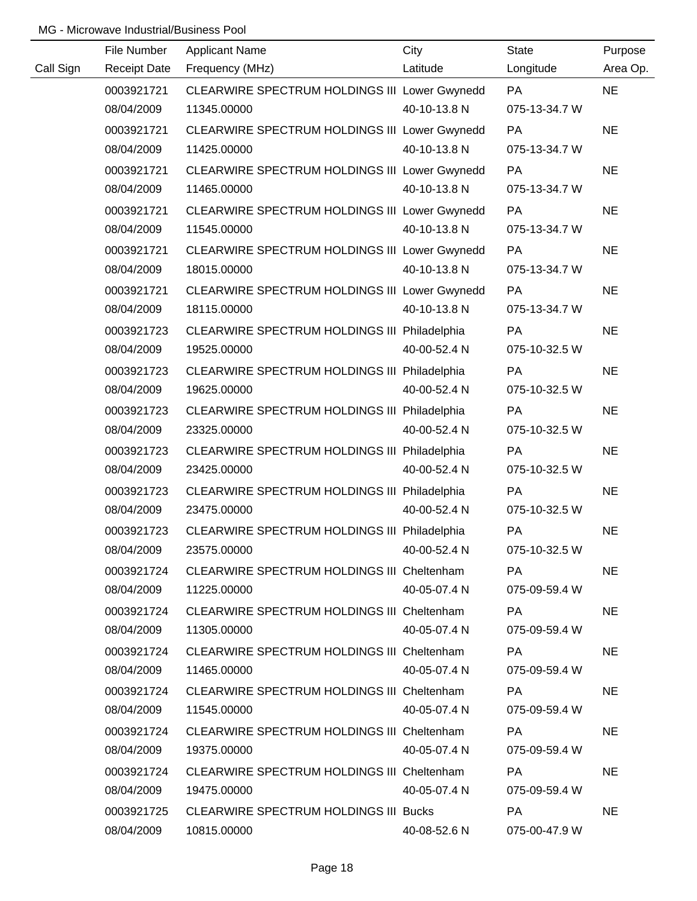MG - Microwave Industrial/Business Pool

| Call Sign | File Number / Receipt Date | Applicant Name / Frequency (MHz) | City / Latitude | State / Longitude | Purpose / Area Op. |
|---|---|---|---|---|---|
| | 0003921721 | CLEARWIRE SPECTRUM HOLDINGS III | Lower Gwynedd | PA | NE |
| | 08/04/2009 | 11345.00000 | 40-10-13.8 N | 075-13-34.7 W | |
| | 0003921721 | CLEARWIRE SPECTRUM HOLDINGS III | Lower Gwynedd | PA | NE |
| | 08/04/2009 | 11425.00000 | 40-10-13.8 N | 075-13-34.7 W | |
| | 0003921721 | CLEARWIRE SPECTRUM HOLDINGS III | Lower Gwynedd | PA | NE |
| | 08/04/2009 | 11465.00000 | 40-10-13.8 N | 075-13-34.7 W | |
| | 0003921721 | CLEARWIRE SPECTRUM HOLDINGS III | Lower Gwynedd | PA | NE |
| | 08/04/2009 | 11545.00000 | 40-10-13.8 N | 075-13-34.7 W | |
| | 0003921721 | CLEARWIRE SPECTRUM HOLDINGS III | Lower Gwynedd | PA | NE |
| | 08/04/2009 | 18015.00000 | 40-10-13.8 N | 075-13-34.7 W | |
| | 0003921721 | CLEARWIRE SPECTRUM HOLDINGS III | Lower Gwynedd | PA | NE |
| | 08/04/2009 | 18115.00000 | 40-10-13.8 N | 075-13-34.7 W | |
| | 0003921723 | CLEARWIRE SPECTRUM HOLDINGS III | Philadelphia | PA | NE |
| | 08/04/2009 | 19525.00000 | 40-00-52.4 N | 075-10-32.5 W | |
| | 0003921723 | CLEARWIRE SPECTRUM HOLDINGS III | Philadelphia | PA | NE |
| | 08/04/2009 | 19625.00000 | 40-00-52.4 N | 075-10-32.5 W | |
| | 0003921723 | CLEARWIRE SPECTRUM HOLDINGS III | Philadelphia | PA | NE |
| | 08/04/2009 | 23325.00000 | 40-00-52.4 N | 075-10-32.5 W | |
| | 0003921723 | CLEARWIRE SPECTRUM HOLDINGS III | Philadelphia | PA | NE |
| | 08/04/2009 | 23425.00000 | 40-00-52.4 N | 075-10-32.5 W | |
| | 0003921723 | CLEARWIRE SPECTRUM HOLDINGS III | Philadelphia | PA | NE |
| | 08/04/2009 | 23475.00000 | 40-00-52.4 N | 075-10-32.5 W | |
| | 0003921723 | CLEARWIRE SPECTRUM HOLDINGS III | Philadelphia | PA | NE |
| | 08/04/2009 | 23575.00000 | 40-00-52.4 N | 075-10-32.5 W | |
| | 0003921724 | CLEARWIRE SPECTRUM HOLDINGS III | Cheltenham | PA | NE |
| | 08/04/2009 | 11225.00000 | 40-05-07.4 N | 075-09-59.4 W | |
| | 0003921724 | CLEARWIRE SPECTRUM HOLDINGS III | Cheltenham | PA | NE |
| | 08/04/2009 | 11305.00000 | 40-05-07.4 N | 075-09-59.4 W | |
| | 0003921724 | CLEARWIRE SPECTRUM HOLDINGS III | Cheltenham | PA | NE |
| | 08/04/2009 | 11465.00000 | 40-05-07.4 N | 075-09-59.4 W | |
| | 0003921724 | CLEARWIRE SPECTRUM HOLDINGS III | Cheltenham | PA | NE |
| | 08/04/2009 | 11545.00000 | 40-05-07.4 N | 075-09-59.4 W | |
| | 0003921724 | CLEARWIRE SPECTRUM HOLDINGS III | Cheltenham | PA | NE |
| | 08/04/2009 | 19375.00000 | 40-05-07.4 N | 075-09-59.4 W | |
| | 0003921724 | CLEARWIRE SPECTRUM HOLDINGS III | Cheltenham | PA | NE |
| | 08/04/2009 | 19475.00000 | 40-05-07.4 N | 075-09-59.4 W | |
| | 0003921725 | CLEARWIRE SPECTRUM HOLDINGS III | Bucks | PA | NE |
| | 08/04/2009 | 10815.00000 | 40-08-52.6 N | 075-00-47.9 W | |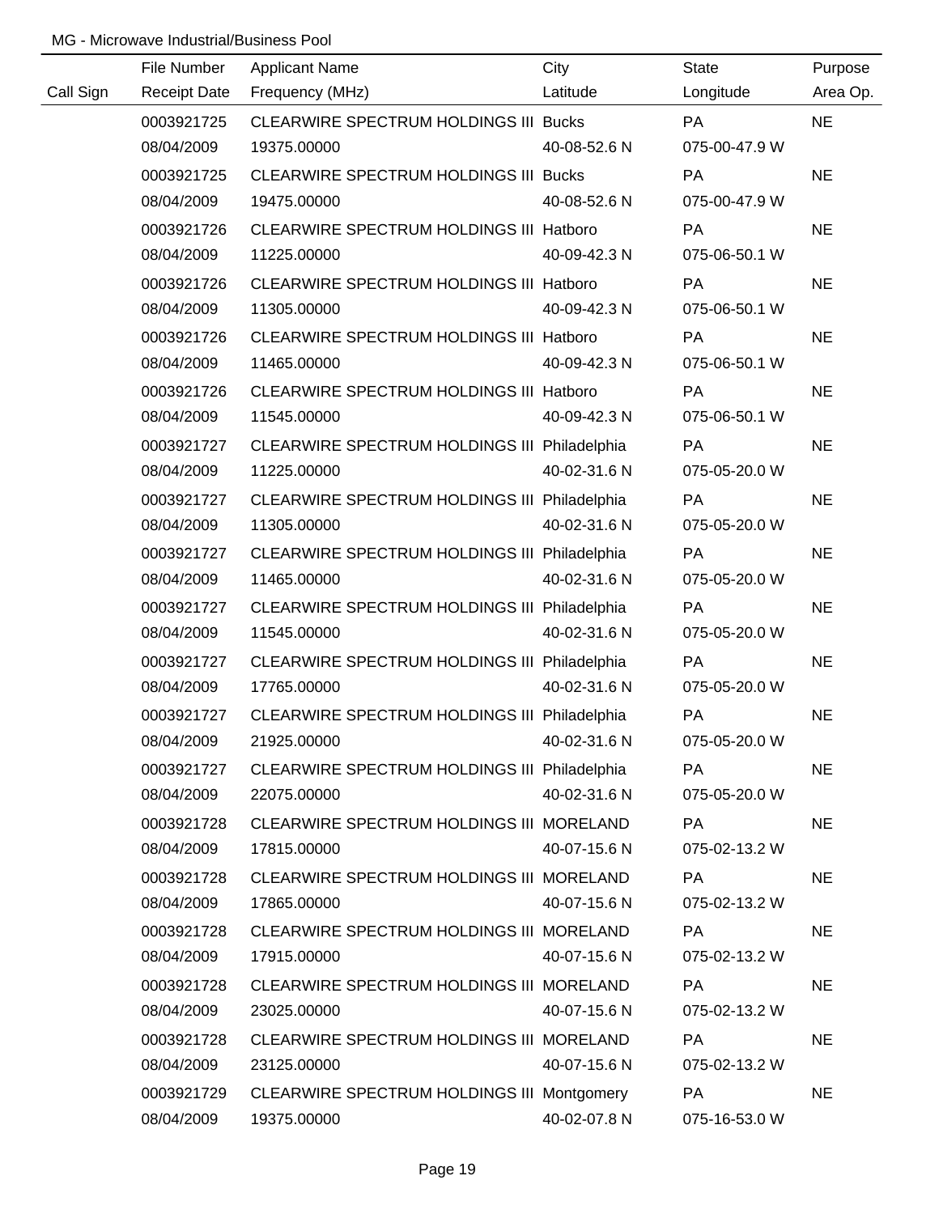MG - Microwave Industrial/Business Pool

| Call Sign | File Number / Receipt Date | Applicant Name / Frequency (MHz) | City / Latitude | State / Longitude | Purpose / Area Op. |
|---|---|---|---|---|---|
| | 0003921725 | CLEARWIRE SPECTRUM HOLDINGS III | Bucks | PA | NE |
| | 08/04/2009 | 19375.00000 | 40-08-52.6 N | 075-00-47.9 W | |
| | 0003921725 | CLEARWIRE SPECTRUM HOLDINGS III | Bucks | PA | NE |
| | 08/04/2009 | 19475.00000 | 40-08-52.6 N | 075-00-47.9 W | |
| | 0003921726 | CLEARWIRE SPECTRUM HOLDINGS III | Hatboro | PA | NE |
| | 08/04/2009 | 11225.00000 | 40-09-42.3 N | 075-06-50.1 W | |
| | 0003921726 | CLEARWIRE SPECTRUM HOLDINGS III | Hatboro | PA | NE |
| | 08/04/2009 | 11305.00000 | 40-09-42.3 N | 075-06-50.1 W | |
| | 0003921726 | CLEARWIRE SPECTRUM HOLDINGS III | Hatboro | PA | NE |
| | 08/04/2009 | 11465.00000 | 40-09-42.3 N | 075-06-50.1 W | |
| | 0003921726 | CLEARWIRE SPECTRUM HOLDINGS III | Hatboro | PA | NE |
| | 08/04/2009 | 11545.00000 | 40-09-42.3 N | 075-06-50.1 W | |
| | 0003921727 | CLEARWIRE SPECTRUM HOLDINGS III | Philadelphia | PA | NE |
| | 08/04/2009 | 11225.00000 | 40-02-31.6 N | 075-05-20.0 W | |
| | 0003921727 | CLEARWIRE SPECTRUM HOLDINGS III | Philadelphia | PA | NE |
| | 08/04/2009 | 11305.00000 | 40-02-31.6 N | 075-05-20.0 W | |
| | 0003921727 | CLEARWIRE SPECTRUM HOLDINGS III | Philadelphia | PA | NE |
| | 08/04/2009 | 11465.00000 | 40-02-31.6 N | 075-05-20.0 W | |
| | 0003921727 | CLEARWIRE SPECTRUM HOLDINGS III | Philadelphia | PA | NE |
| | 08/04/2009 | 11545.00000 | 40-02-31.6 N | 075-05-20.0 W | |
| | 0003921727 | CLEARWIRE SPECTRUM HOLDINGS III | Philadelphia | PA | NE |
| | 08/04/2009 | 17765.00000 | 40-02-31.6 N | 075-05-20.0 W | |
| | 0003921727 | CLEARWIRE SPECTRUM HOLDINGS III | Philadelphia | PA | NE |
| | 08/04/2009 | 21925.00000 | 40-02-31.6 N | 075-05-20.0 W | |
| | 0003921727 | CLEARWIRE SPECTRUM HOLDINGS III | Philadelphia | PA | NE |
| | 08/04/2009 | 22075.00000 | 40-02-31.6 N | 075-05-20.0 W | |
| | 0003921728 | CLEARWIRE SPECTRUM HOLDINGS III | MORELAND | PA | NE |
| | 08/04/2009 | 17815.00000 | 40-07-15.6 N | 075-02-13.2 W | |
| | 0003921728 | CLEARWIRE SPECTRUM HOLDINGS III | MORELAND | PA | NE |
| | 08/04/2009 | 17865.00000 | 40-07-15.6 N | 075-02-13.2 W | |
| | 0003921728 | CLEARWIRE SPECTRUM HOLDINGS III | MORELAND | PA | NE |
| | 08/04/2009 | 17915.00000 | 40-07-15.6 N | 075-02-13.2 W | |
| | 0003921728 | CLEARWIRE SPECTRUM HOLDINGS III | MORELAND | PA | NE |
| | 08/04/2009 | 23025.00000 | 40-07-15.6 N | 075-02-13.2 W | |
| | 0003921728 | CLEARWIRE SPECTRUM HOLDINGS III | MORELAND | PA | NE |
| | 08/04/2009 | 23125.00000 | 40-07-15.6 N | 075-02-13.2 W | |
| | 0003921729 | CLEARWIRE SPECTRUM HOLDINGS III | Montgomery | PA | NE |
| | 08/04/2009 | 19375.00000 | 40-02-07.8 N | 075-16-53.0 W | |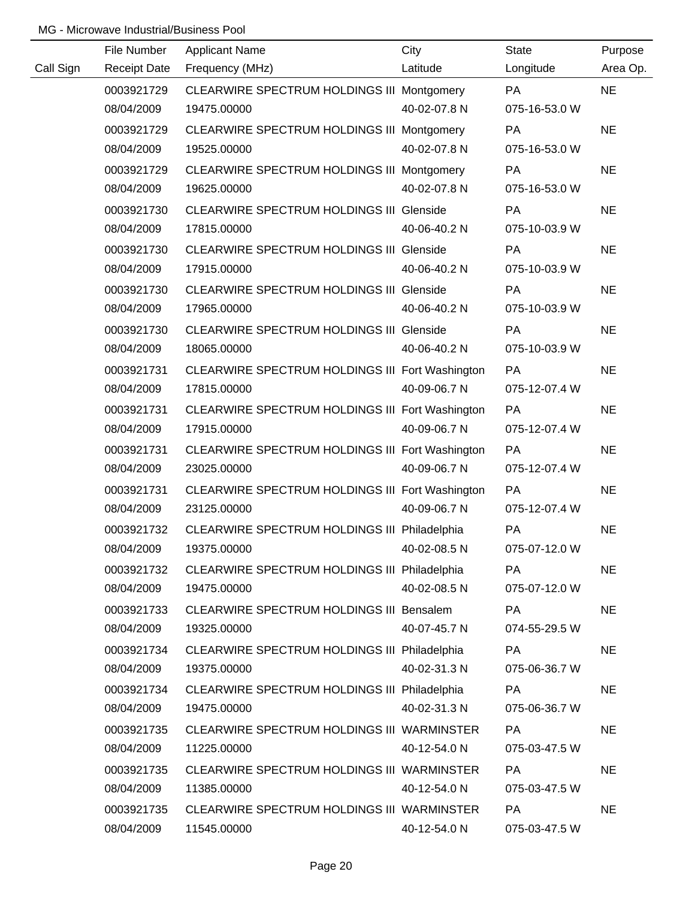MG - Microwave Industrial/Business Pool

| Call Sign | File Number / Receipt Date | Applicant Name / Frequency (MHz) | City / Latitude | State / Longitude | Purpose / Area Op. |
|---|---|---|---|---|---|
| | 0003921729 | CLEARWIRE SPECTRUM HOLDINGS III | Montgomery | PA | NE |
| | 08/04/2009 | 19475.00000 | 40-02-07.8 N | 075-16-53.0 W | |
| | 0003921729 | CLEARWIRE SPECTRUM HOLDINGS III | Montgomery | PA | NE |
| | 08/04/2009 | 19525.00000 | 40-02-07.8 N | 075-16-53.0 W | |
| | 0003921729 | CLEARWIRE SPECTRUM HOLDINGS III | Montgomery | PA | NE |
| | 08/04/2009 | 19625.00000 | 40-02-07.8 N | 075-16-53.0 W | |
| | 0003921730 | CLEARWIRE SPECTRUM HOLDINGS III | Glenside | PA | NE |
| | 08/04/2009 | 17815.00000 | 40-06-40.2 N | 075-10-03.9 W | |
| | 0003921730 | CLEARWIRE SPECTRUM HOLDINGS III | Glenside | PA | NE |
| | 08/04/2009 | 17915.00000 | 40-06-40.2 N | 075-10-03.9 W | |
| | 0003921730 | CLEARWIRE SPECTRUM HOLDINGS III | Glenside | PA | NE |
| | 08/04/2009 | 17965.00000 | 40-06-40.2 N | 075-10-03.9 W | |
| | 0003921730 | CLEARWIRE SPECTRUM HOLDINGS III | Glenside | PA | NE |
| | 08/04/2009 | 18065.00000 | 40-06-40.2 N | 075-10-03.9 W | |
| | 0003921731 | CLEARWIRE SPECTRUM HOLDINGS III | Fort Washington | PA | NE |
| | 08/04/2009 | 17815.00000 | 40-09-06.7 N | 075-12-07.4 W | |
| | 0003921731 | CLEARWIRE SPECTRUM HOLDINGS III | Fort Washington | PA | NE |
| | 08/04/2009 | 17915.00000 | 40-09-06.7 N | 075-12-07.4 W | |
| | 0003921731 | CLEARWIRE SPECTRUM HOLDINGS III | Fort Washington | PA | NE |
| | 08/04/2009 | 23025.00000 | 40-09-06.7 N | 075-12-07.4 W | |
| | 0003921731 | CLEARWIRE SPECTRUM HOLDINGS III | Fort Washington | PA | NE |
| | 08/04/2009 | 23125.00000 | 40-09-06.7 N | 075-12-07.4 W | |
| | 0003921732 | CLEARWIRE SPECTRUM HOLDINGS III | Philadelphia | PA | NE |
| | 08/04/2009 | 19375.00000 | 40-02-08.5 N | 075-07-12.0 W | |
| | 0003921732 | CLEARWIRE SPECTRUM HOLDINGS III | Philadelphia | PA | NE |
| | 08/04/2009 | 19475.00000 | 40-02-08.5 N | 075-07-12.0 W | |
| | 0003921733 | CLEARWIRE SPECTRUM HOLDINGS III | Bensalem | PA | NE |
| | 08/04/2009 | 19325.00000 | 40-07-45.7 N | 074-55-29.5 W | |
| | 0003921734 | CLEARWIRE SPECTRUM HOLDINGS III | Philadelphia | PA | NE |
| | 08/04/2009 | 19375.00000 | 40-02-31.3 N | 075-06-36.7 W | |
| | 0003921734 | CLEARWIRE SPECTRUM HOLDINGS III | Philadelphia | PA | NE |
| | 08/04/2009 | 19475.00000 | 40-02-31.3 N | 075-06-36.7 W | |
| | 0003921735 | CLEARWIRE SPECTRUM HOLDINGS III | WARMINSTER | PA | NE |
| | 08/04/2009 | 11225.00000 | 40-12-54.0 N | 075-03-47.5 W | |
| | 0003921735 | CLEARWIRE SPECTRUM HOLDINGS III | WARMINSTER | PA | NE |
| | 08/04/2009 | 11385.00000 | 40-12-54.0 N | 075-03-47.5 W | |
| | 0003921735 | CLEARWIRE SPECTRUM HOLDINGS III | WARMINSTER | PA | NE |
| | 08/04/2009 | 11545.00000 | 40-12-54.0 N | 075-03-47.5 W | |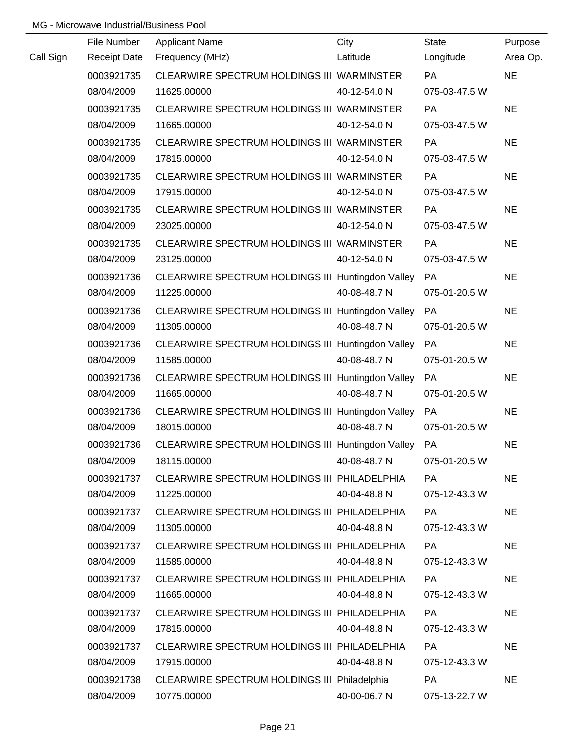MG - Microwave Industrial/Business Pool

| Call Sign | File Number<br>Receipt Date | Applicant Name<br>Frequency (MHz) | City<br>Latitude | State<br>Longitude | Purpose<br>Area Op. |
|---|---|---|---|---|---|
| | 0003921735<br>08/04/2009 | CLEARWIRE SPECTRUM HOLDINGS III<br>11625.00000 | WARMINSTER<br>40-12-54.0 N | PA<br>075-03-47.5 W | NE |
| | 0003921735<br>08/04/2009 | CLEARWIRE SPECTRUM HOLDINGS III<br>11665.00000 | WARMINSTER<br>40-12-54.0 N | PA<br>075-03-47.5 W | NE |
| | 0003921735<br>08/04/2009 | CLEARWIRE SPECTRUM HOLDINGS III<br>17815.00000 | WARMINSTER<br>40-12-54.0 N | PA<br>075-03-47.5 W | NE |
| | 0003921735<br>08/04/2009 | CLEARWIRE SPECTRUM HOLDINGS III<br>17915.00000 | WARMINSTER<br>40-12-54.0 N | PA<br>075-03-47.5 W | NE |
| | 0003921735<br>08/04/2009 | CLEARWIRE SPECTRUM HOLDINGS III<br>23025.00000 | WARMINSTER<br>40-12-54.0 N | PA<br>075-03-47.5 W | NE |
| | 0003921735<br>08/04/2009 | CLEARWIRE SPECTRUM HOLDINGS III<br>23125.00000 | WARMINSTER<br>40-12-54.0 N | PA<br>075-03-47.5 W | NE |
| | 0003921736<br>08/04/2009 | CLEARWIRE SPECTRUM HOLDINGS III<br>11225.00000 | Huntingdon Valley<br>40-08-48.7 N | PA<br>075-01-20.5 W | NE |
| | 0003921736<br>08/04/2009 | CLEARWIRE SPECTRUM HOLDINGS III<br>11305.00000 | Huntingdon Valley<br>40-08-48.7 N | PA<br>075-01-20.5 W | NE |
| | 0003921736<br>08/04/2009 | CLEARWIRE SPECTRUM HOLDINGS III<br>11585.00000 | Huntingdon Valley<br>40-08-48.7 N | PA<br>075-01-20.5 W | NE |
| | 0003921736<br>08/04/2009 | CLEARWIRE SPECTRUM HOLDINGS III<br>11665.00000 | Huntingdon Valley<br>40-08-48.7 N | PA<br>075-01-20.5 W | NE |
| | 0003921736<br>08/04/2009 | CLEARWIRE SPECTRUM HOLDINGS III<br>18015.00000 | Huntingdon Valley<br>40-08-48.7 N | PA<br>075-01-20.5 W | NE |
| | 0003921736<br>08/04/2009 | CLEARWIRE SPECTRUM HOLDINGS III<br>18115.00000 | Huntingdon Valley<br>40-08-48.7 N | PA<br>075-01-20.5 W | NE |
| | 0003921737<br>08/04/2009 | CLEARWIRE SPECTRUM HOLDINGS III<br>11225.00000 | PHILADELPHIA<br>40-04-48.8 N | PA<br>075-12-43.3 W | NE |
| | 0003921737<br>08/04/2009 | CLEARWIRE SPECTRUM HOLDINGS III<br>11305.00000 | PHILADELPHIA<br>40-04-48.8 N | PA<br>075-12-43.3 W | NE |
| | 0003921737<br>08/04/2009 | CLEARWIRE SPECTRUM HOLDINGS III<br>11585.00000 | PHILADELPHIA<br>40-04-48.8 N | PA<br>075-12-43.3 W | NE |
| | 0003921737<br>08/04/2009 | CLEARWIRE SPECTRUM HOLDINGS III<br>11665.00000 | PHILADELPHIA<br>40-04-48.8 N | PA<br>075-12-43.3 W | NE |
| | 0003921737<br>08/04/2009 | CLEARWIRE SPECTRUM HOLDINGS III<br>17815.00000 | PHILADELPHIA<br>40-04-48.8 N | PA<br>075-12-43.3 W | NE |
| | 0003921737<br>08/04/2009 | CLEARWIRE SPECTRUM HOLDINGS III<br>17915.00000 | PHILADELPHIA<br>40-04-48.8 N | PA<br>075-12-43.3 W | NE |
| | 0003921738<br>08/04/2009 | CLEARWIRE SPECTRUM HOLDINGS III<br>10775.00000 | Philadelphia<br>40-00-06.7 N | PA<br>075-13-22.7 W | NE |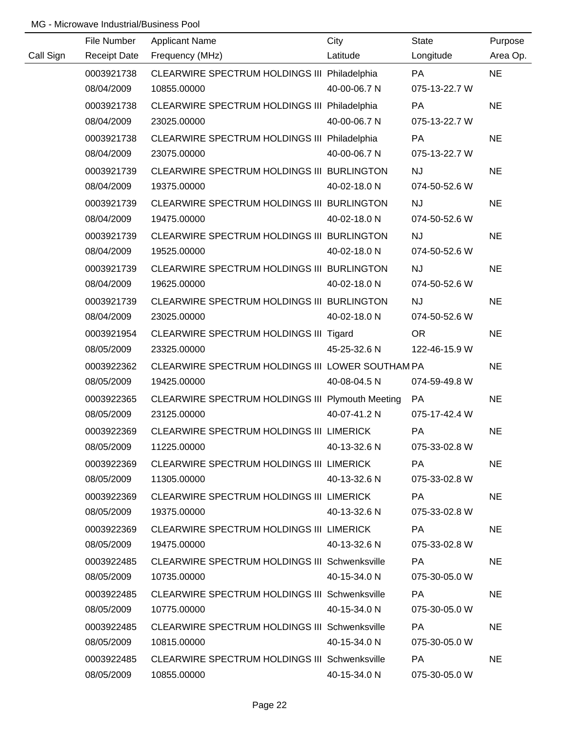MG - Microwave Industrial/Business Pool

| Call Sign | File Number<br>Receipt Date | Applicant Name<br>Frequency (MHz) | City<br>Latitude | State<br>Longitude | Purpose<br>Area Op. |
|---|---|---|---|---|---|
| | 0003921738<br>08/04/2009 | CLEARWIRE SPECTRUM HOLDINGS III<br>10855.00000 | Philadelphia<br>40-00-06.7 N | PA<br>075-13-22.7 W | NE |
| | 0003921738<br>08/04/2009 | CLEARWIRE SPECTRUM HOLDINGS III<br>23025.00000 | Philadelphia<br>40-00-06.7 N | PA<br>075-13-22.7 W | NE |
| | 0003921738<br>08/04/2009 | CLEARWIRE SPECTRUM HOLDINGS III<br>23075.00000 | Philadelphia<br>40-00-06.7 N | PA<br>075-13-22.7 W | NE |
| | 0003921739<br>08/04/2009 | CLEARWIRE SPECTRUM HOLDINGS III<br>19375.00000 | BURLINGTON<br>40-02-18.0 N | NJ<br>074-50-52.6 W | NE |
| | 0003921739<br>08/04/2009 | CLEARWIRE SPECTRUM HOLDINGS III<br>19475.00000 | BURLINGTON<br>40-02-18.0 N | NJ<br>074-50-52.6 W | NE |
| | 0003921739<br>08/04/2009 | CLEARWIRE SPECTRUM HOLDINGS III<br>19525.00000 | BURLINGTON<br>40-02-18.0 N | NJ<br>074-50-52.6 W | NE |
| | 0003921739<br>08/04/2009 | CLEARWIRE SPECTRUM HOLDINGS III<br>19625.00000 | BURLINGTON<br>40-02-18.0 N | NJ<br>074-50-52.6 W | NE |
| | 0003921739<br>08/04/2009 | CLEARWIRE SPECTRUM HOLDINGS III<br>23025.00000 | BURLINGTON<br>40-02-18.0 N | NJ<br>074-50-52.6 W | NE |
| | 0003921954<br>08/05/2009 | CLEARWIRE SPECTRUM HOLDINGS III<br>23325.00000 | Tigard<br>45-25-32.6 N | OR<br>122-46-15.9 W | NE |
| | 0003922362<br>08/05/2009 | CLEARWIRE SPECTRUM HOLDINGS III<br>19425.00000 | LOWER SOUTHAM<br>40-08-04.5 N | PA<br>074-59-49.8 W | NE |
| | 0003922365<br>08/05/2009 | CLEARWIRE SPECTRUM HOLDINGS III<br>23125.00000 | Plymouth Meeting<br>40-07-41.2 N | PA<br>075-17-42.4 W | NE |
| | 0003922369<br>08/05/2009 | CLEARWIRE SPECTRUM HOLDINGS III<br>11225.00000 | LIMERICK<br>40-13-32.6 N | PA<br>075-33-02.8 W | NE |
| | 0003922369<br>08/05/2009 | CLEARWIRE SPECTRUM HOLDINGS III<br>11305.00000 | LIMERICK<br>40-13-32.6 N | PA<br>075-33-02.8 W | NE |
| | 0003922369<br>08/05/2009 | CLEARWIRE SPECTRUM HOLDINGS III<br>19375.00000 | LIMERICK<br>40-13-32.6 N | PA<br>075-33-02.8 W | NE |
| | 0003922369<br>08/05/2009 | CLEARWIRE SPECTRUM HOLDINGS III<br>19475.00000 | LIMERICK<br>40-13-32.6 N | PA<br>075-33-02.8 W | NE |
| | 0003922485<br>08/05/2009 | CLEARWIRE SPECTRUM HOLDINGS III<br>10735.00000 | Schwenksville<br>40-15-34.0 N | PA<br>075-30-05.0 W | NE |
| | 0003922485<br>08/05/2009 | CLEARWIRE SPECTRUM HOLDINGS III<br>10775.00000 | Schwenksville<br>40-15-34.0 N | PA<br>075-30-05.0 W | NE |
| | 0003922485<br>08/05/2009 | CLEARWIRE SPECTRUM HOLDINGS III<br>10815.00000 | Schwenksville<br>40-15-34.0 N | PA<br>075-30-05.0 W | NE |
| | 0003922485<br>08/05/2009 | CLEARWIRE SPECTRUM HOLDINGS III<br>10855.00000 | Schwenksville<br>40-15-34.0 N | PA<br>075-30-05.0 W | NE |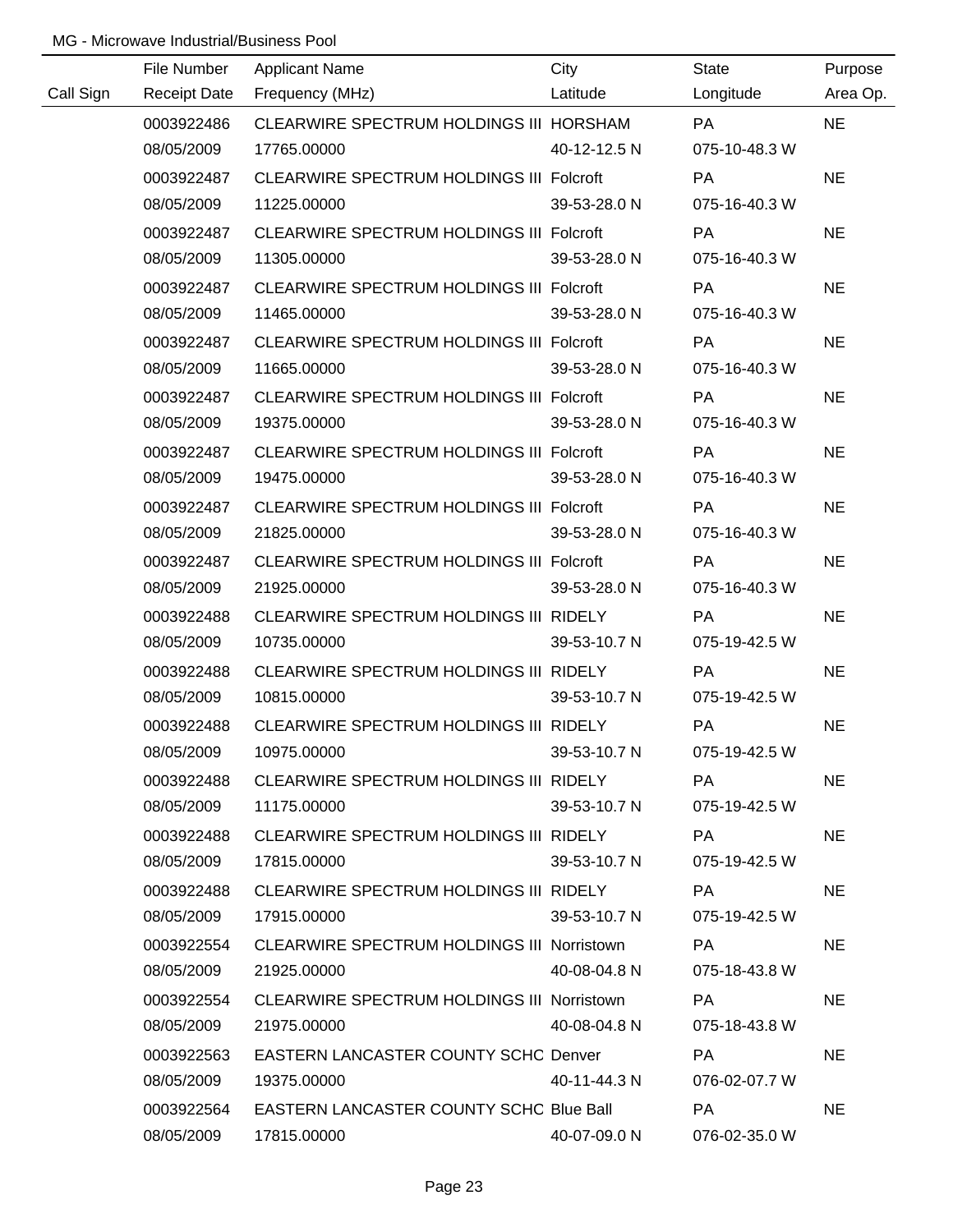MG - Microwave Industrial/Business Pool

| Call Sign | File Number / Receipt Date | Applicant Name / Frequency (MHz) | City / Latitude | State / Longitude | Purpose / Area Op. |
|---|---|---|---|---|---|
| | 0003922486 | CLEARWIRE SPECTRUM HOLDINGS III | HORSHAM | PA | NE |
| | 08/05/2009 | 17765.00000 | 40-12-12.5 N | 075-10-48.3 W | |
| | 0003922487 | CLEARWIRE SPECTRUM HOLDINGS III | Folcroft | PA | NE |
| | 08/05/2009 | 11225.00000 | 39-53-28.0 N | 075-16-40.3 W | |
| | 0003922487 | CLEARWIRE SPECTRUM HOLDINGS III | Folcroft | PA | NE |
| | 08/05/2009 | 11305.00000 | 39-53-28.0 N | 075-16-40.3 W | |
| | 0003922487 | CLEARWIRE SPECTRUM HOLDINGS III | Folcroft | PA | NE |
| | 08/05/2009 | 11465.00000 | 39-53-28.0 N | 075-16-40.3 W | |
| | 0003922487 | CLEARWIRE SPECTRUM HOLDINGS III | Folcroft | PA | NE |
| | 08/05/2009 | 11665.00000 | 39-53-28.0 N | 075-16-40.3 W | |
| | 0003922487 | CLEARWIRE SPECTRUM HOLDINGS III | Folcroft | PA | NE |
| | 08/05/2009 | 19375.00000 | 39-53-28.0 N | 075-16-40.3 W | |
| | 0003922487 | CLEARWIRE SPECTRUM HOLDINGS III | Folcroft | PA | NE |
| | 08/05/2009 | 19475.00000 | 39-53-28.0 N | 075-16-40.3 W | |
| | 0003922487 | CLEARWIRE SPECTRUM HOLDINGS III | Folcroft | PA | NE |
| | 08/05/2009 | 21825.00000 | 39-53-28.0 N | 075-16-40.3 W | |
| | 0003922487 | CLEARWIRE SPECTRUM HOLDINGS III | Folcroft | PA | NE |
| | 08/05/2009 | 21925.00000 | 39-53-28.0 N | 075-16-40.3 W | |
| | 0003922488 | CLEARWIRE SPECTRUM HOLDINGS III | RIDELY | PA | NE |
| | 08/05/2009 | 10735.00000 | 39-53-10.7 N | 075-19-42.5 W | |
| | 0003922488 | CLEARWIRE SPECTRUM HOLDINGS III | RIDELY | PA | NE |
| | 08/05/2009 | 10815.00000 | 39-53-10.7 N | 075-19-42.5 W | |
| | 0003922488 | CLEARWIRE SPECTRUM HOLDINGS III | RIDELY | PA | NE |
| | 08/05/2009 | 10975.00000 | 39-53-10.7 N | 075-19-42.5 W | |
| | 0003922488 | CLEARWIRE SPECTRUM HOLDINGS III | RIDELY | PA | NE |
| | 08/05/2009 | 11175.00000 | 39-53-10.7 N | 075-19-42.5 W | |
| | 0003922488 | CLEARWIRE SPECTRUM HOLDINGS III | RIDELY | PA | NE |
| | 08/05/2009 | 17815.00000 | 39-53-10.7 N | 075-19-42.5 W | |
| | 0003922488 | CLEARWIRE SPECTRUM HOLDINGS III | RIDELY | PA | NE |
| | 08/05/2009 | 17915.00000 | 39-53-10.7 N | 075-19-42.5 W | |
| | 0003922554 | CLEARWIRE SPECTRUM HOLDINGS III | Norristown | PA | NE |
| | 08/05/2009 | 21925.00000 | 40-08-04.8 N | 075-18-43.8 W | |
| | 0003922554 | CLEARWIRE SPECTRUM HOLDINGS III | Norristown | PA | NE |
| | 08/05/2009 | 21975.00000 | 40-08-04.8 N | 075-18-43.8 W | |
| | 0003922563 | EASTERN LANCASTER COUNTY SCHC | Denver | PA | NE |
| | 08/05/2009 | 19375.00000 | 40-11-44.3 N | 076-02-07.7 W | |
| | 0003922564 | EASTERN LANCASTER COUNTY SCHC | Blue Ball | PA | NE |
| | 08/05/2009 | 17815.00000 | 40-07-09.0 N | 076-02-35.0 W | |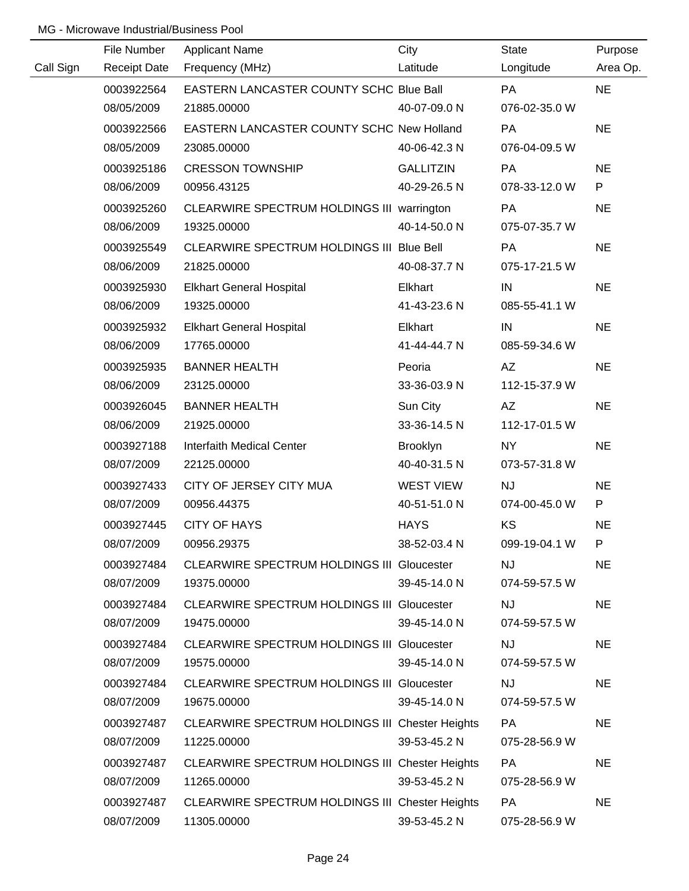MG - Microwave Industrial/Business Pool

| Call Sign | File Number<br>Receipt Date | Applicant Name<br>Frequency (MHz) | City<br>Latitude | State<br>Longitude | Purpose<br>Area Op. |
|---|---|---|---|---|---|
| | 0003922564<br>08/05/2009 | EASTERN LANCASTER COUNTY SCHC<br>21885.00000 | Blue Ball<br>40-07-09.0 N | PA<br>076-02-35.0 W | NE |
| | 0003922566<br>08/05/2009 | EASTERN LANCASTER COUNTY SCHC<br>23085.00000 | New Holland<br>40-06-42.3 N | PA<br>076-04-09.5 W | NE |
| | 0003925186<br>08/06/2009 | CRESSON TOWNSHIP<br>00956.43125 | GALLITZIN<br>40-29-26.5 N | PA<br>078-33-12.0 W | NE<br>P |
| | 0003925260<br>08/06/2009 | CLEARWIRE SPECTRUM HOLDINGS III<br>19325.00000 | warrington<br>40-14-50.0 N | PA<br>075-07-35.7 W | NE |
| | 0003925549<br>08/06/2009 | CLEARWIRE SPECTRUM HOLDINGS III<br>21825.00000 | Blue Bell<br>40-08-37.7 N | PA<br>075-17-21.5 W | NE |
| | 0003925930<br>08/06/2009 | Elkhart General Hospital<br>19325.00000 | Elkhart<br>41-43-23.6 N | IN<br>085-55-41.1 W | NE |
| | 0003925932<br>08/06/2009 | Elkhart General Hospital<br>17765.00000 | Elkhart<br>41-44-44.7 N | IN<br>085-59-34.6 W | NE |
| | 0003925935<br>08/06/2009 | BANNER HEALTH<br>23125.00000 | Peoria<br>33-36-03.9 N | AZ<br>112-15-37.9 W | NE |
| | 0003926045<br>08/06/2009 | BANNER HEALTH<br>21925.00000 | Sun City<br>33-36-14.5 N | AZ<br>112-17-01.5 W | NE |
| | 0003927188<br>08/07/2009 | Interfaith Medical Center<br>22125.00000 | Brooklyn<br>40-40-31.5 N | NY<br>073-57-31.8 W | NE |
| | 0003927433<br>08/07/2009 | CITY OF JERSEY CITY MUA<br>00956.44375 | WEST VIEW<br>40-51-51.0 N | NJ<br>074-00-45.0 W | NE<br>P |
| | 0003927445<br>08/07/2009 | CITY OF HAYS<br>00956.29375 | HAYS<br>38-52-03.4 N | KS<br>099-19-04.1 W | NE<br>P |
| | 0003927484<br>08/07/2009 | CLEARWIRE SPECTRUM HOLDINGS III<br>19375.00000 | Gloucester<br>39-45-14.0 N | NJ<br>074-59-57.5 W | NE |
| | 0003927484<br>08/07/2009 | CLEARWIRE SPECTRUM HOLDINGS III<br>19475.00000 | Gloucester<br>39-45-14.0 N | NJ<br>074-59-57.5 W | NE |
| | 0003927484<br>08/07/2009 | CLEARWIRE SPECTRUM HOLDINGS III<br>19575.00000 | Gloucester<br>39-45-14.0 N | NJ<br>074-59-57.5 W | NE |
| | 0003927484<br>08/07/2009 | CLEARWIRE SPECTRUM HOLDINGS III<br>19675.00000 | Gloucester<br>39-45-14.0 N | NJ<br>074-59-57.5 W | NE |
| | 0003927487<br>08/07/2009 | CLEARWIRE SPECTRUM HOLDINGS III<br>11225.00000 | Chester Heights<br>39-53-45.2 N | PA<br>075-28-56.9 W | NE |
| | 0003927487<br>08/07/2009 | CLEARWIRE SPECTRUM HOLDINGS III<br>11265.00000 | Chester Heights<br>39-53-45.2 N | PA<br>075-28-56.9 W | NE |
| | 0003927487<br>08/07/2009 | CLEARWIRE SPECTRUM HOLDINGS III<br>11305.00000 | Chester Heights<br>39-53-45.2 N | PA<br>075-28-56.9 W | NE |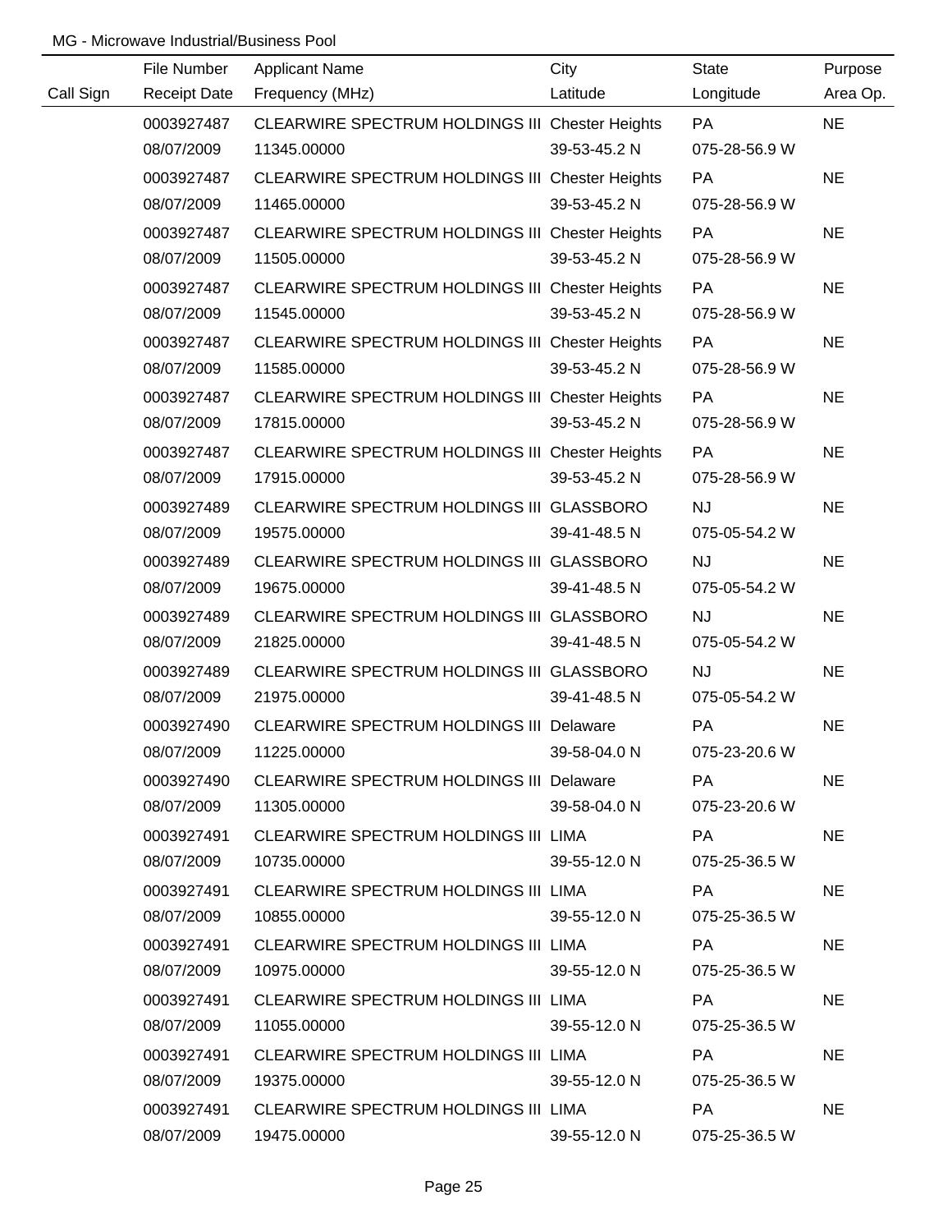MG - Microwave Industrial/Business Pool

| Call Sign | File Number<br>Receipt Date | Applicant Name<br>Frequency (MHz) | City<br>Latitude | State<br>Longitude | Purpose<br>Area Op. |
|---|---|---|---|---|---|
| | 0003927487<br>08/07/2009 | CLEARWIRE SPECTRUM HOLDINGS III<br>11345.00000 | Chester Heights<br>39-53-45.2 N | PA<br>075-28-56.9 W | NE |
| | 0003927487<br>08/07/2009 | CLEARWIRE SPECTRUM HOLDINGS III<br>11465.00000 | Chester Heights<br>39-53-45.2 N | PA<br>075-28-56.9 W | NE |
| | 0003927487<br>08/07/2009 | CLEARWIRE SPECTRUM HOLDINGS III<br>11505.00000 | Chester Heights<br>39-53-45.2 N | PA<br>075-28-56.9 W | NE |
| | 0003927487<br>08/07/2009 | CLEARWIRE SPECTRUM HOLDINGS III<br>11545.00000 | Chester Heights<br>39-53-45.2 N | PA<br>075-28-56.9 W | NE |
| | 0003927487<br>08/07/2009 | CLEARWIRE SPECTRUM HOLDINGS III<br>11585.00000 | Chester Heights<br>39-53-45.2 N | PA<br>075-28-56.9 W | NE |
| | 0003927487<br>08/07/2009 | CLEARWIRE SPECTRUM HOLDINGS III<br>17815.00000 | Chester Heights<br>39-53-45.2 N | PA<br>075-28-56.9 W | NE |
| | 0003927487<br>08/07/2009 | CLEARWIRE SPECTRUM HOLDINGS III<br>17915.00000 | Chester Heights<br>39-53-45.2 N | PA<br>075-28-56.9 W | NE |
| | 0003927489<br>08/07/2009 | CLEARWIRE SPECTRUM HOLDINGS III<br>19575.00000 | GLASSBORO<br>39-41-48.5 N | NJ<br>075-05-54.2 W | NE |
| | 0003927489<br>08/07/2009 | CLEARWIRE SPECTRUM HOLDINGS III<br>19675.00000 | GLASSBORO<br>39-41-48.5 N | NJ<br>075-05-54.2 W | NE |
| | 0003927489<br>08/07/2009 | CLEARWIRE SPECTRUM HOLDINGS III<br>21825.00000 | GLASSBORO<br>39-41-48.5 N | NJ<br>075-05-54.2 W | NE |
| | 0003927489<br>08/07/2009 | CLEARWIRE SPECTRUM HOLDINGS III<br>21975.00000 | GLASSBORO<br>39-41-48.5 N | NJ<br>075-05-54.2 W | NE |
| | 0003927490<br>08/07/2009 | CLEARWIRE SPECTRUM HOLDINGS III<br>11225.00000 | Delaware<br>39-58-04.0 N | PA<br>075-23-20.6 W | NE |
| | 0003927490<br>08/07/2009 | CLEARWIRE SPECTRUM HOLDINGS III<br>11305.00000 | Delaware<br>39-58-04.0 N | PA<br>075-23-20.6 W | NE |
| | 0003927491<br>08/07/2009 | CLEARWIRE SPECTRUM HOLDINGS III<br>10735.00000 | LIMA<br>39-55-12.0 N | PA<br>075-25-36.5 W | NE |
| | 0003927491<br>08/07/2009 | CLEARWIRE SPECTRUM HOLDINGS III<br>10855.00000 | LIMA<br>39-55-12.0 N | PA<br>075-25-36.5 W | NE |
| | 0003927491<br>08/07/2009 | CLEARWIRE SPECTRUM HOLDINGS III<br>10975.00000 | LIMA<br>39-55-12.0 N | PA<br>075-25-36.5 W | NE |
| | 0003927491<br>08/07/2009 | CLEARWIRE SPECTRUM HOLDINGS III<br>11055.00000 | LIMA<br>39-55-12.0 N | PA<br>075-25-36.5 W | NE |
| | 0003927491<br>08/07/2009 | CLEARWIRE SPECTRUM HOLDINGS III<br>19375.00000 | LIMA<br>39-55-12.0 N | PA<br>075-25-36.5 W | NE |
| | 0003927491<br>08/07/2009 | CLEARWIRE SPECTRUM HOLDINGS III<br>19475.00000 | LIMA<br>39-55-12.0 N | PA<br>075-25-36.5 W | NE |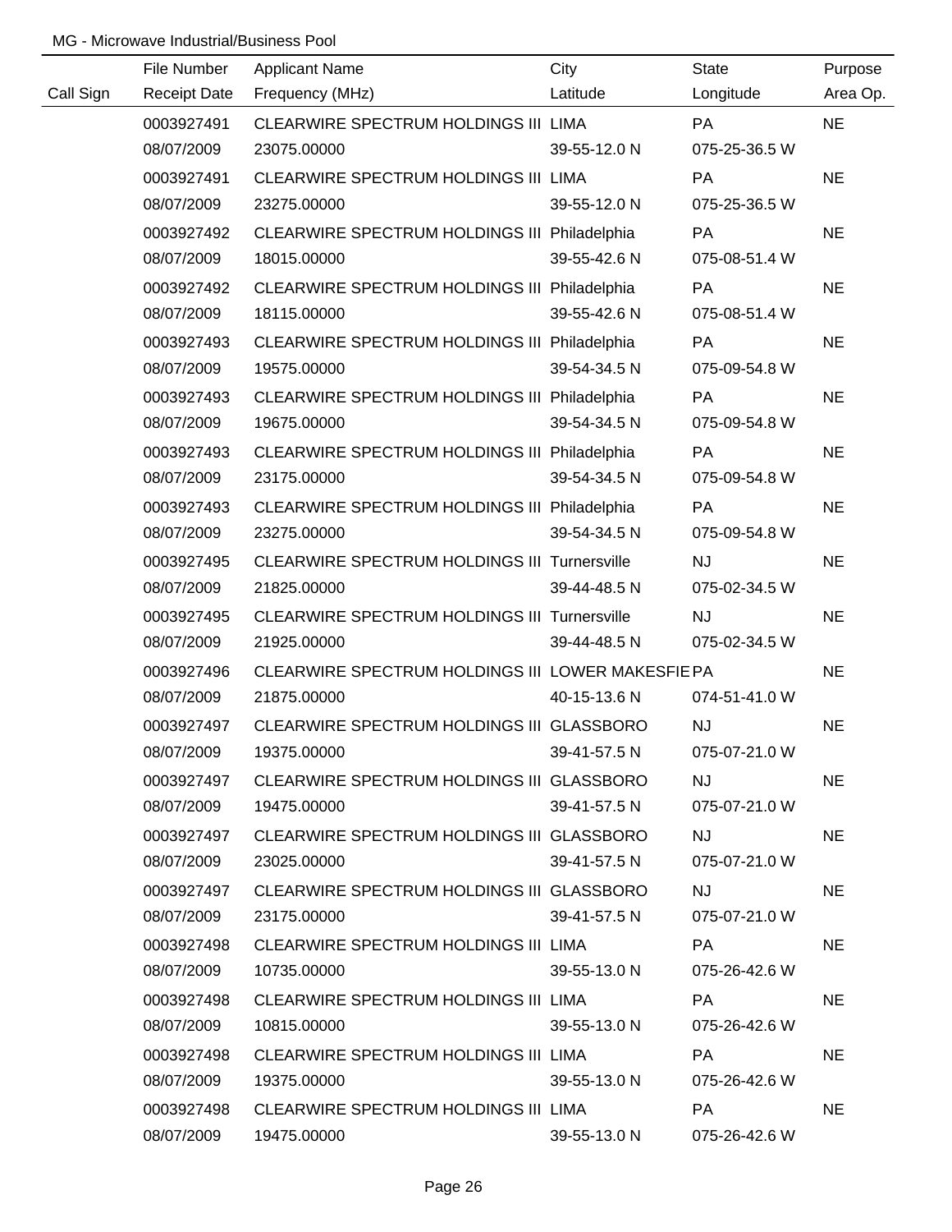MG - Microwave Industrial/Business Pool

| Call Sign | File Number / Receipt Date | Applicant Name / Frequency (MHz) | City / Latitude | State / Longitude | Purpose / Area Op. |
|---|---|---|---|---|---|
| | 0003927491 | CLEARWIRE SPECTRUM HOLDINGS III | LIMA | PA | NE |
| | 08/07/2009 | 23075.00000 | 39-55-12.0 N | 075-25-36.5 W | |
| | 0003927491 | CLEARWIRE SPECTRUM HOLDINGS III | LIMA | PA | NE |
| | 08/07/2009 | 23275.00000 | 39-55-12.0 N | 075-25-36.5 W | |
| | 0003927492 | CLEARWIRE SPECTRUM HOLDINGS III | Philadelphia | PA | NE |
| | 08/07/2009 | 18015.00000 | 39-55-42.6 N | 075-08-51.4 W | |
| | 0003927492 | CLEARWIRE SPECTRUM HOLDINGS III | Philadelphia | PA | NE |
| | 08/07/2009 | 18115.00000 | 39-55-42.6 N | 075-08-51.4 W | |
| | 0003927493 | CLEARWIRE SPECTRUM HOLDINGS III | Philadelphia | PA | NE |
| | 08/07/2009 | 19575.00000 | 39-54-34.5 N | 075-09-54.8 W | |
| | 0003927493 | CLEARWIRE SPECTRUM HOLDINGS III | Philadelphia | PA | NE |
| | 08/07/2009 | 19675.00000 | 39-54-34.5 N | 075-09-54.8 W | |
| | 0003927493 | CLEARWIRE SPECTRUM HOLDINGS III | Philadelphia | PA | NE |
| | 08/07/2009 | 23175.00000 | 39-54-34.5 N | 075-09-54.8 W | |
| | 0003927493 | CLEARWIRE SPECTRUM HOLDINGS III | Philadelphia | PA | NE |
| | 08/07/2009 | 23275.00000 | 39-54-34.5 N | 075-09-54.8 W | |
| | 0003927495 | CLEARWIRE SPECTRUM HOLDINGS III | Turnersville | NJ | NE |
| | 08/07/2009 | 21825.00000 | 39-44-48.5 N | 075-02-34.5 W | |
| | 0003927495 | CLEARWIRE SPECTRUM HOLDINGS III | Turnersville | NJ | NE |
| | 08/07/2009 | 21925.00000 | 39-44-48.5 N | 075-02-34.5 W | |
| | 0003927496 | CLEARWIRE SPECTRUM HOLDINGS III | LOWER MAKESFIE | PA | NE |
| | 08/07/2009 | 21875.00000 | 40-15-13.6 N | 074-51-41.0 W | |
| | 0003927497 | CLEARWIRE SPECTRUM HOLDINGS III | GLASSBORO | NJ | NE |
| | 08/07/2009 | 19375.00000 | 39-41-57.5 N | 075-07-21.0 W | |
| | 0003927497 | CLEARWIRE SPECTRUM HOLDINGS III | GLASSBORO | NJ | NE |
| | 08/07/2009 | 19475.00000 | 39-41-57.5 N | 075-07-21.0 W | |
| | 0003927497 | CLEARWIRE SPECTRUM HOLDINGS III | GLASSBORO | NJ | NE |
| | 08/07/2009 | 23025.00000 | 39-41-57.5 N | 075-07-21.0 W | |
| | 0003927497 | CLEARWIRE SPECTRUM HOLDINGS III | GLASSBORO | NJ | NE |
| | 08/07/2009 | 23175.00000 | 39-41-57.5 N | 075-07-21.0 W | |
| | 0003927498 | CLEARWIRE SPECTRUM HOLDINGS III | LIMA | PA | NE |
| | 08/07/2009 | 10735.00000 | 39-55-13.0 N | 075-26-42.6 W | |
| | 0003927498 | CLEARWIRE SPECTRUM HOLDINGS III | LIMA | PA | NE |
| | 08/07/2009 | 10815.00000 | 39-55-13.0 N | 075-26-42.6 W | |
| | 0003927498 | CLEARWIRE SPECTRUM HOLDINGS III | LIMA | PA | NE |
| | 08/07/2009 | 19375.00000 | 39-55-13.0 N | 075-26-42.6 W | |
| | 0003927498 | CLEARWIRE SPECTRUM HOLDINGS III | LIMA | PA | NE |
| | 08/07/2009 | 19475.00000 | 39-55-13.0 N | 075-26-42.6 W | |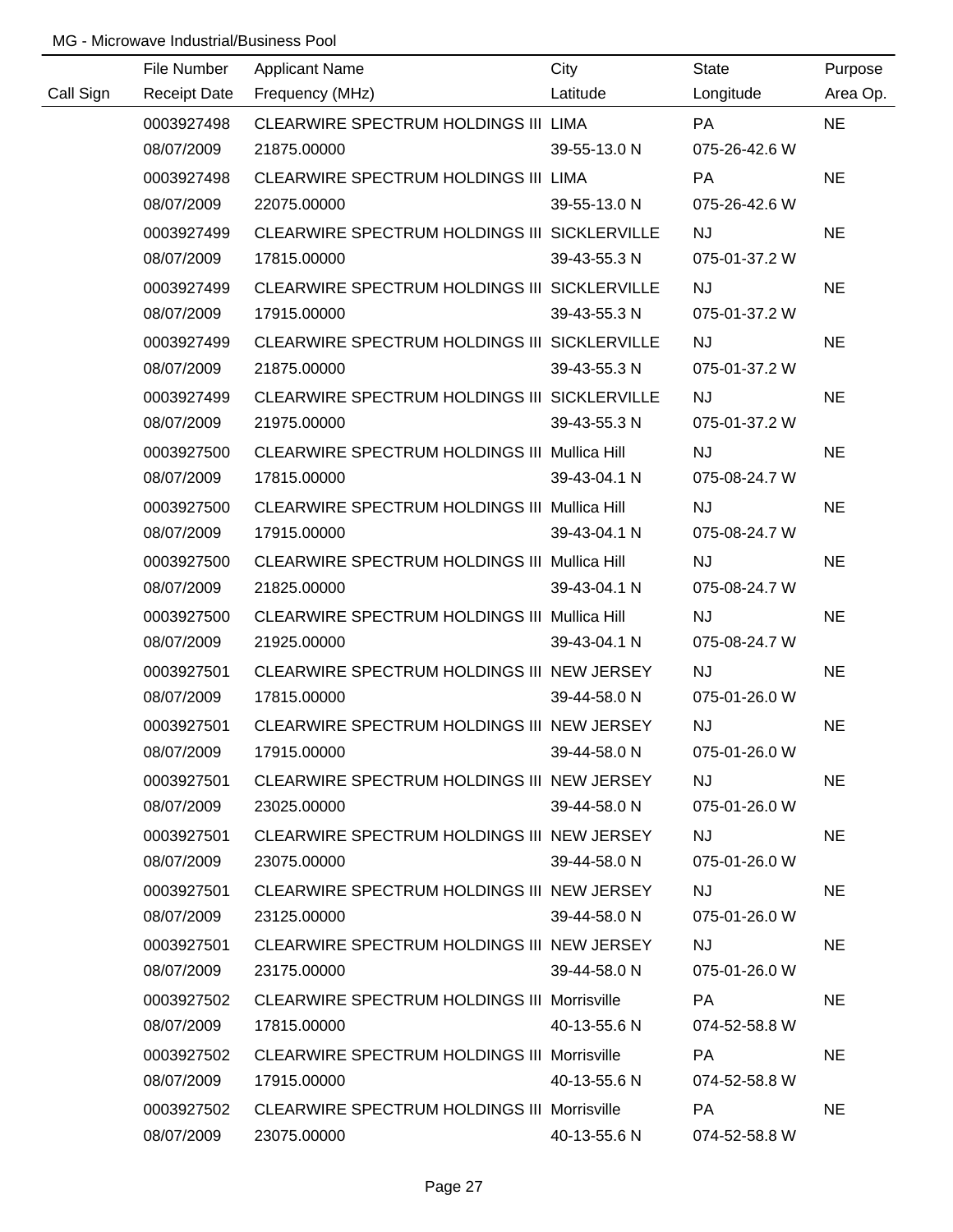MG - Microwave Industrial/Business Pool

| Call Sign | File Number<br>Receipt Date | Applicant Name<br>Frequency (MHz) | City<br>Latitude | State<br>Longitude | Purpose<br>Area Op. |
|---|---|---|---|---|---|
| | 0003927498<br>08/07/2009 | CLEARWIRE SPECTRUM HOLDINGS III<br>21875.00000 | LIMA<br>39-55-13.0 N | PA<br>075-26-42.6 W | NE |
| | 0003927498<br>08/07/2009 | CLEARWIRE SPECTRUM HOLDINGS III<br>22075.00000 | LIMA<br>39-55-13.0 N | PA<br>075-26-42.6 W | NE |
| | 0003927499<br>08/07/2009 | CLEARWIRE SPECTRUM HOLDINGS III<br>17815.00000 | SICKLERVILLE<br>39-43-55.3 N | NJ<br>075-01-37.2 W | NE |
| | 0003927499<br>08/07/2009 | CLEARWIRE SPECTRUM HOLDINGS III<br>17915.00000 | SICKLERVILLE<br>39-43-55.3 N | NJ<br>075-01-37.2 W | NE |
| | 0003927499<br>08/07/2009 | CLEARWIRE SPECTRUM HOLDINGS III<br>21875.00000 | SICKLERVILLE<br>39-43-55.3 N | NJ<br>075-01-37.2 W | NE |
| | 0003927499<br>08/07/2009 | CLEARWIRE SPECTRUM HOLDINGS III<br>21975.00000 | SICKLERVILLE<br>39-43-55.3 N | NJ<br>075-01-37.2 W | NE |
| | 0003927500<br>08/07/2009 | CLEARWIRE SPECTRUM HOLDINGS III<br>17815.00000 | Mullica Hill<br>39-43-04.1 N | NJ<br>075-08-24.7 W | NE |
| | 0003927500<br>08/07/2009 | CLEARWIRE SPECTRUM HOLDINGS III<br>17915.00000 | Mullica Hill<br>39-43-04.1 N | NJ<br>075-08-24.7 W | NE |
| | 0003927500<br>08/07/2009 | CLEARWIRE SPECTRUM HOLDINGS III<br>21825.00000 | Mullica Hill<br>39-43-04.1 N | NJ<br>075-08-24.7 W | NE |
| | 0003927500<br>08/07/2009 | CLEARWIRE SPECTRUM HOLDINGS III<br>21925.00000 | Mullica Hill<br>39-43-04.1 N | NJ<br>075-08-24.7 W | NE |
| | 0003927501<br>08/07/2009 | CLEARWIRE SPECTRUM HOLDINGS III<br>17815.00000 | NEW JERSEY<br>39-44-58.0 N | NJ<br>075-01-26.0 W | NE |
| | 0003927501<br>08/07/2009 | CLEARWIRE SPECTRUM HOLDINGS III<br>17915.00000 | NEW JERSEY<br>39-44-58.0 N | NJ<br>075-01-26.0 W | NE |
| | 0003927501<br>08/07/2009 | CLEARWIRE SPECTRUM HOLDINGS III<br>23025.00000 | NEW JERSEY<br>39-44-58.0 N | NJ<br>075-01-26.0 W | NE |
| | 0003927501<br>08/07/2009 | CLEARWIRE SPECTRUM HOLDINGS III<br>23075.00000 | NEW JERSEY<br>39-44-58.0 N | NJ<br>075-01-26.0 W | NE |
| | 0003927501<br>08/07/2009 | CLEARWIRE SPECTRUM HOLDINGS III<br>23125.00000 | NEW JERSEY<br>39-44-58.0 N | NJ<br>075-01-26.0 W | NE |
| | 0003927501<br>08/07/2009 | CLEARWIRE SPECTRUM HOLDINGS III<br>23175.00000 | NEW JERSEY<br>39-44-58.0 N | NJ<br>075-01-26.0 W | NE |
| | 0003927502<br>08/07/2009 | CLEARWIRE SPECTRUM HOLDINGS III<br>17815.00000 | Morrisville<br>40-13-55.6 N | PA<br>074-52-58.8 W | NE |
| | 0003927502<br>08/07/2009 | CLEARWIRE SPECTRUM HOLDINGS III<br>17915.00000 | Morrisville<br>40-13-55.6 N | PA<br>074-52-58.8 W | NE |
| | 0003927502<br>08/07/2009 | CLEARWIRE SPECTRUM HOLDINGS III<br>23075.00000 | Morrisville<br>40-13-55.6 N | PA<br>074-52-58.8 W | NE |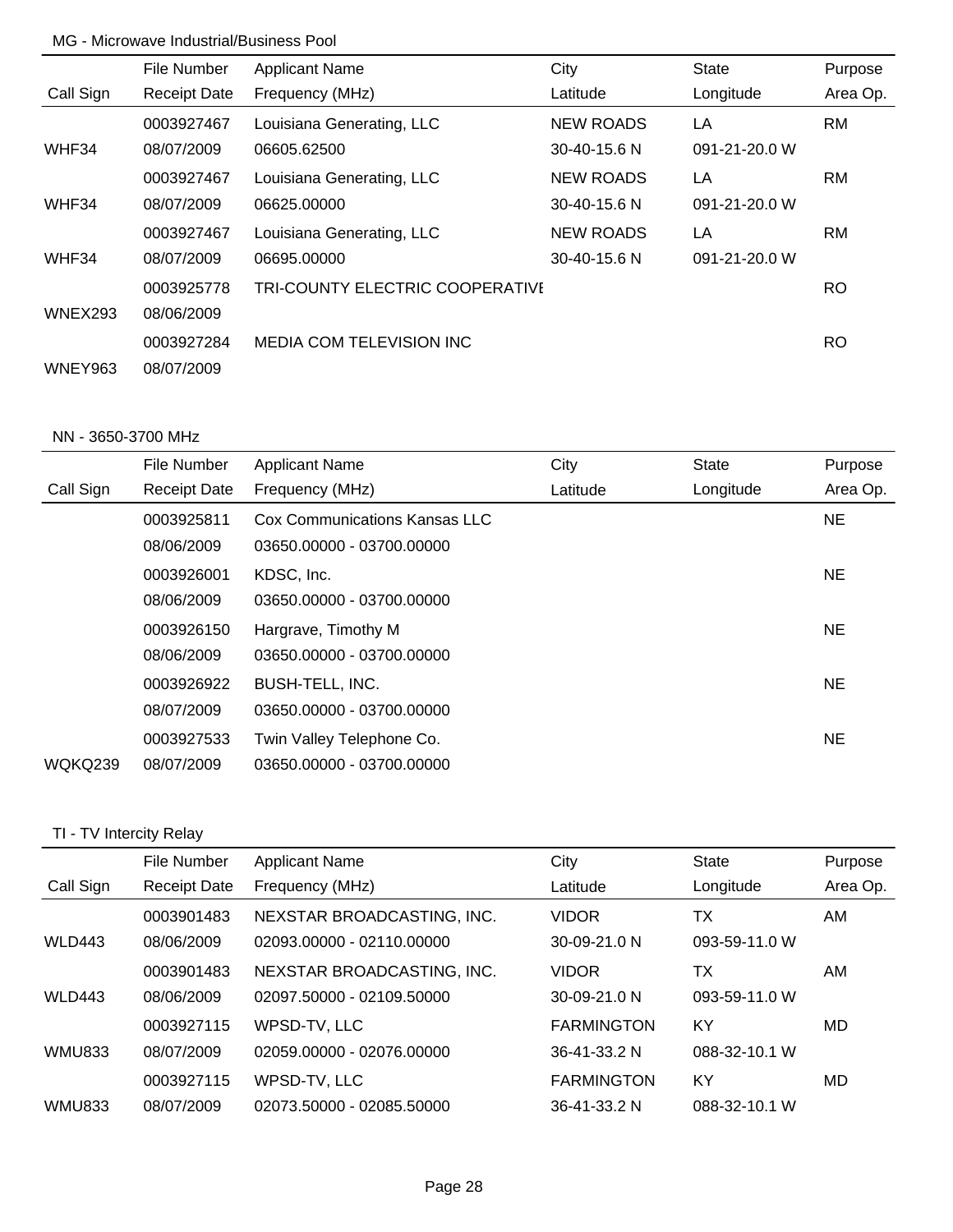MG - Microwave Industrial/Business Pool

| Call Sign | File Number / Receipt Date | Applicant Name / Frequency (MHz) | City / Latitude | State / Longitude | Purpose / Area Op. |
|---|---|---|---|---|---|
| | 0003927467 | Louisiana Generating, LLC | NEW ROADS | LA | RM |
| WHF34 | 08/07/2009 | 06605.62500 | 30-40-15.6 N | 091-21-20.0 W | |
| | 0003927467 | Louisiana Generating, LLC | NEW ROADS | LA | RM |
| WHF34 | 08/07/2009 | 06625.00000 | 30-40-15.6 N | 091-21-20.0 W | |
| | 0003927467 | Louisiana Generating, LLC | NEW ROADS | LA | RM |
| WHF34 | 08/07/2009 | 06695.00000 | 30-40-15.6 N | 091-21-20.0 W | |
| | 0003925778 | TRI-COUNTY ELECTRIC COOPERATIVE | | | RO |
| WNEX293 | 08/06/2009 | | | | |
| | 0003927284 | MEDIA COM TELEVISION INC | | | RO |
| WNEY963 | 08/07/2009 | | | | |

NN - 3650-3700 MHz

| Call Sign | File Number / Receipt Date | Applicant Name / Frequency (MHz) | City / Latitude | State / Longitude | Purpose / Area Op. |
|---|---|---|---|---|---|
| | 0003925811 | Cox Communications Kansas LLC | | | NE |
| | 08/06/2009 | 03650.00000 - 03700.00000 | | | |
| | 0003926001 | KDSC, Inc. | | | NE |
| | 08/06/2009 | 03650.00000 - 03700.00000 | | | |
| | 0003926150 | Hargrave, Timothy M | | | NE |
| | 08/06/2009 | 03650.00000 - 03700.00000 | | | |
| | 0003926922 | BUSH-TELL, INC. | | | NE |
| | 08/07/2009 | 03650.00000 - 03700.00000 | | | |
| | 0003927533 | Twin Valley Telephone Co. | | | NE |
| WQKQ239 | 08/07/2009 | 03650.00000 - 03700.00000 | | | |

TI - TV Intercity Relay

| Call Sign | File Number / Receipt Date | Applicant Name / Frequency (MHz) | City / Latitude | State / Longitude | Purpose / Area Op. |
|---|---|---|---|---|---|
| | 0003901483 | NEXSTAR BROADCASTING, INC. | VIDOR | TX | AM |
| WLD443 | 08/06/2009 | 02093.00000 - 02110.00000 | 30-09-21.0 N | 093-59-11.0 W | |
| | 0003901483 | NEXSTAR BROADCASTING, INC. | VIDOR | TX | AM |
| WLD443 | 08/06/2009 | 02097.50000 - 02109.50000 | 30-09-21.0 N | 093-59-11.0 W | |
| | 0003927115 | WPSD-TV, LLC | FARMINGTON | KY | MD |
| WMU833 | 08/07/2009 | 02059.00000 - 02076.00000 | 36-41-33.2 N | 088-32-10.1 W | |
| | 0003927115 | WPSD-TV, LLC | FARMINGTON | KY | MD |
| WMU833 | 08/07/2009 | 02073.50000 - 02085.50000 | 36-41-33.2 N | 088-32-10.1 W | |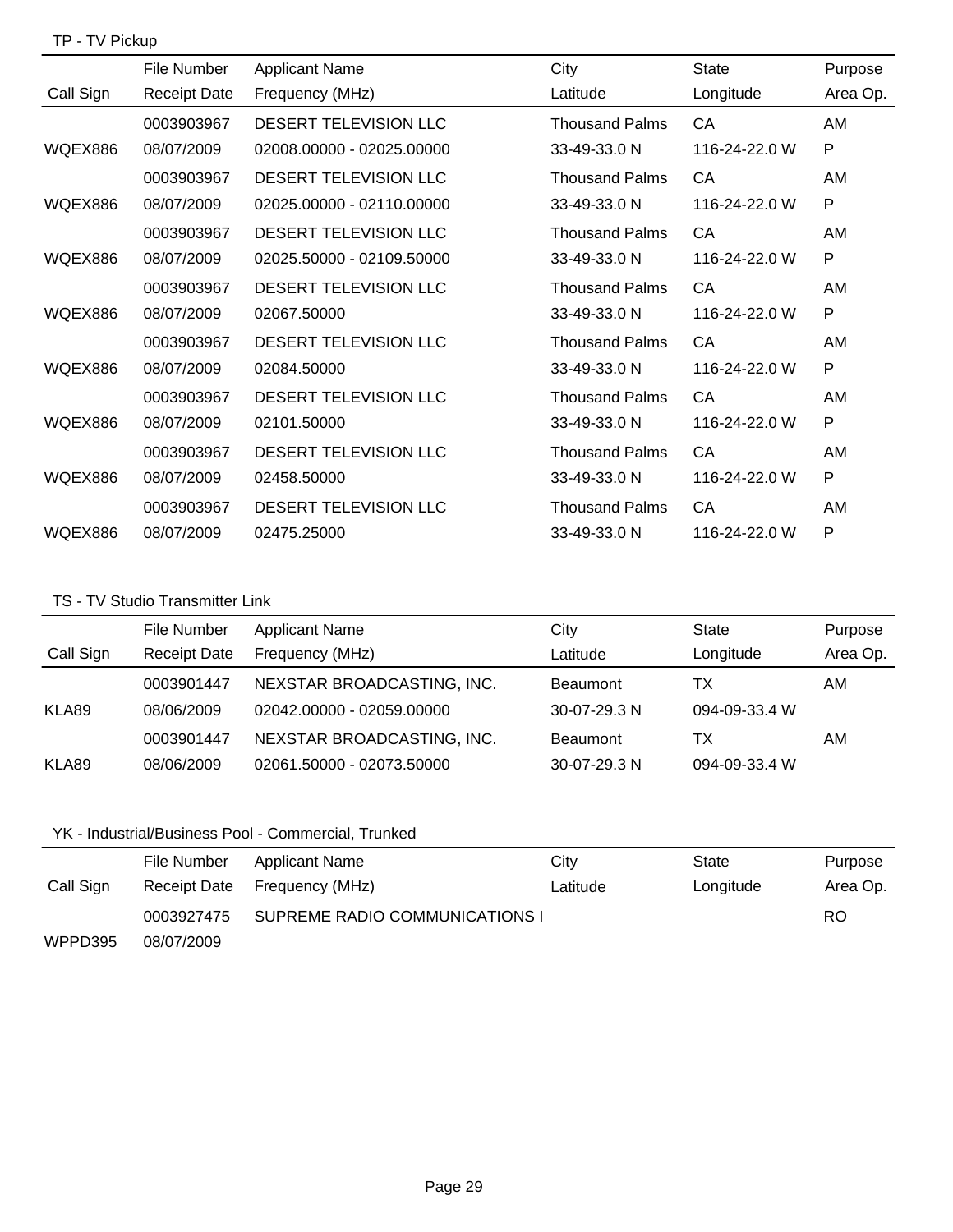## TP - TV Pickup

| Call Sign | File Number / Receipt Date | Applicant Name / Frequency (MHz) | City / Latitude | State / Longitude | Purpose / Area Op. |
|---|---|---|---|---|---|
| | 0003903967 | DESERT TELEVISION LLC | Thousand Palms | CA | AM |
| WQEX886 | 08/07/2009 | 02008.00000 - 02025.00000 | 33-49-33.0 N | 116-24-22.0 W | P |
| | 0003903967 | DESERT TELEVISION LLC | Thousand Palms | CA | AM |
| WQEX886 | 08/07/2009 | 02025.00000 - 02110.00000 | 33-49-33.0 N | 116-24-22.0 W | P |
| | 0003903967 | DESERT TELEVISION LLC | Thousand Palms | CA | AM |
| WQEX886 | 08/07/2009 | 02025.50000 - 02109.50000 | 33-49-33.0 N | 116-24-22.0 W | P |
| | 0003903967 | DESERT TELEVISION LLC | Thousand Palms | CA | AM |
| WQEX886 | 08/07/2009 | 02067.50000 | 33-49-33.0 N | 116-24-22.0 W | P |
| | 0003903967 | DESERT TELEVISION LLC | Thousand Palms | CA | AM |
| WQEX886 | 08/07/2009 | 02084.50000 | 33-49-33.0 N | 116-24-22.0 W | P |
| | 0003903967 | DESERT TELEVISION LLC | Thousand Palms | CA | AM |
| WQEX886 | 08/07/2009 | 02101.50000 | 33-49-33.0 N | 116-24-22.0 W | P |
| | 0003903967 | DESERT TELEVISION LLC | Thousand Palms | CA | AM |
| WQEX886 | 08/07/2009 | 02458.50000 | 33-49-33.0 N | 116-24-22.0 W | P |
| | 0003903967 | DESERT TELEVISION LLC | Thousand Palms | CA | AM |
| WQEX886 | 08/07/2009 | 02475.25000 | 33-49-33.0 N | 116-24-22.0 W | P |

## TS - TV Studio Transmitter Link

| Call Sign | File Number / Receipt Date | Applicant Name / Frequency (MHz) | City / Latitude | State / Longitude | Purpose / Area Op. |
|---|---|---|---|---|---|
| | 0003901447 | NEXSTAR BROADCASTING, INC. | Beaumont | TX | AM |
| KLA89 | 08/06/2009 | 02042.00000 - 02059.00000 | 30-07-29.3 N | 094-09-33.4 W | |
| | 0003901447 | NEXSTAR BROADCASTING, INC. | Beaumont | TX | AM |
| KLA89 | 08/06/2009 | 02061.50000 - 02073.50000 | 30-07-29.3 N | 094-09-33.4 W | |

## YK - Industrial/Business Pool - Commercial, Trunked

| Call Sign | File Number / Receipt Date | Applicant Name / Frequency (MHz) | City / Latitude | State / Longitude | Purpose / Area Op. |
|---|---|---|---|---|---|
| | 0003927475 | SUPREME RADIO COMMUNICATIONS I | | | RO |
| WPPD395 | 08/07/2009 | | | | |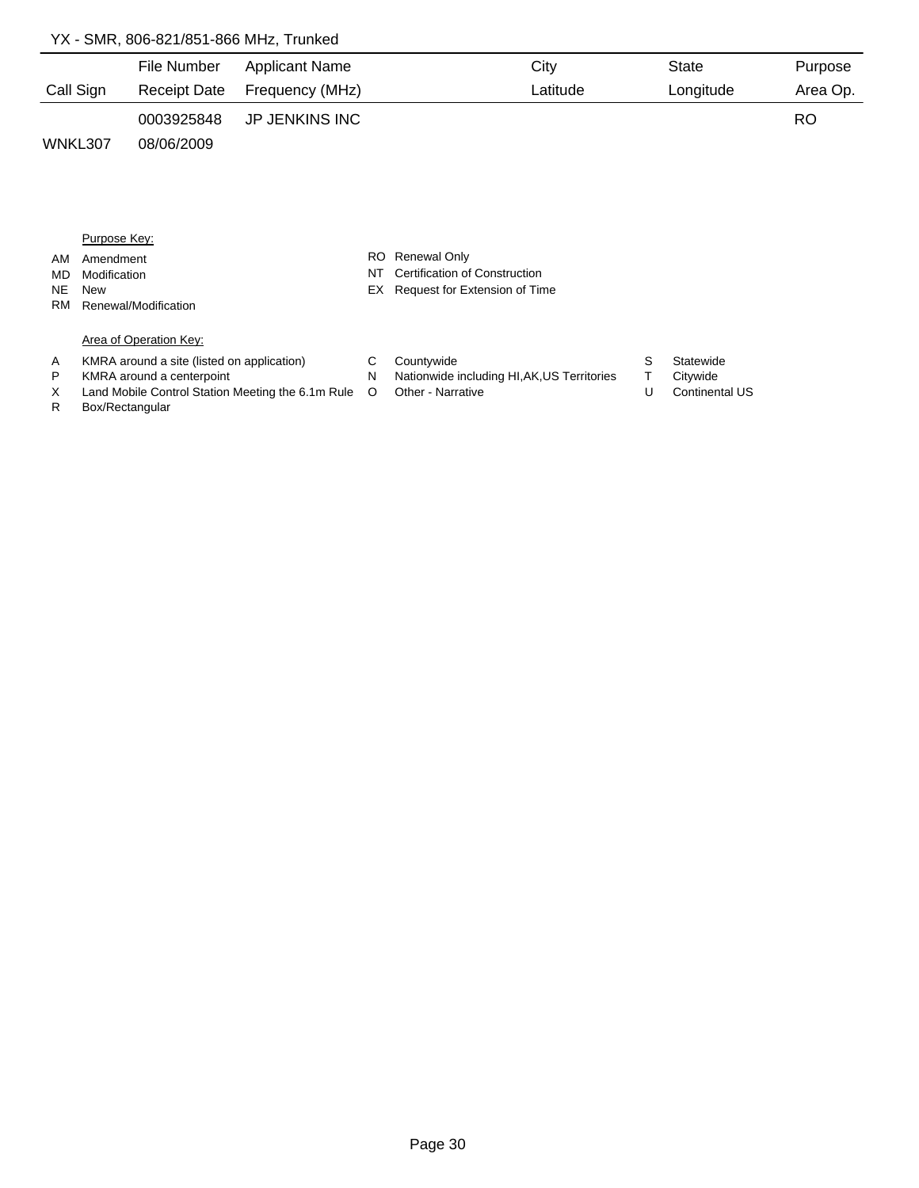YX - SMR, 806-821/851-866 MHz, Trunked

| Call Sign | File Number / Receipt Date | Applicant Name / Frequency (MHz) | City / Latitude | State / Longitude | Purpose / Area Op. |
|---|---|---|---|---|---|
| WNKL307 | 0003925848 / 08/06/2009 | JP JENKINS INC | | | RO |

Purpose Key:

| | | | |
|---|---|---|---|
| AM | Amendment | RO | Renewal Only |
| MD | Modification | NT | Certification of Construction |
| NE | New | EX | Request for Extension of Time |
| RM | Renewal/Modification | | |

Area of Operation Key:

| | | | | | |
|---|---|---|---|---|---|
| A | KMRA around a site (listed on application) | C | Countywide | S | Statewide |
| P | KMRA around a centerpoint | N | Nationwide including HI,AK,US Territories | T | Citywide |
| X | Land Mobile Control Station Meeting the 6.1m Rule | O | Other - Narrative | U | Continental US |
| R | Box/Rectangular | | | | |